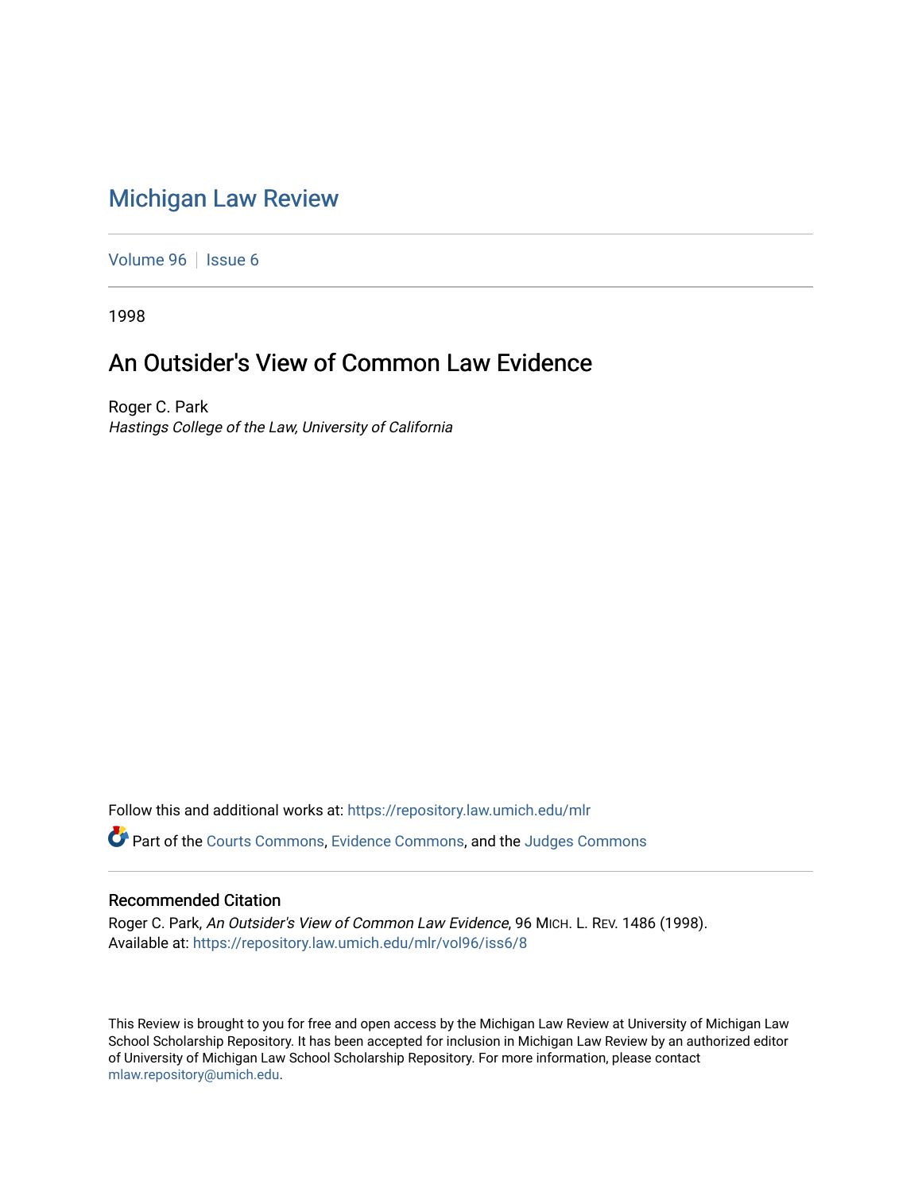# Michigan Law Review

Volume 96 | Issue 6

1998

## An Outsider's View of Common Law Evidence

Roger C. Park
*Hastings College of the Law, University of California*

Follow this and additional works at: https://repository.law.umich.edu/mlr

Part of the Courts Commons, Evidence Commons, and the Judges Commons

### Recommended Citation

Roger C. Park, *An Outsider's View of Common Law Evidence*, 96 MICH. L. REV. 1486 (1998).
Available at: https://repository.law.umich.edu/mlr/vol96/iss6/8

This Review is brought to you for free and open access by the Michigan Law Review at University of Michigan Law School Scholarship Repository. It has been accepted for inclusion in Michigan Law Review by an authorized editor of University of Michigan Law School Scholarship Repository. For more information, please contact mlaw.repository@umich.edu.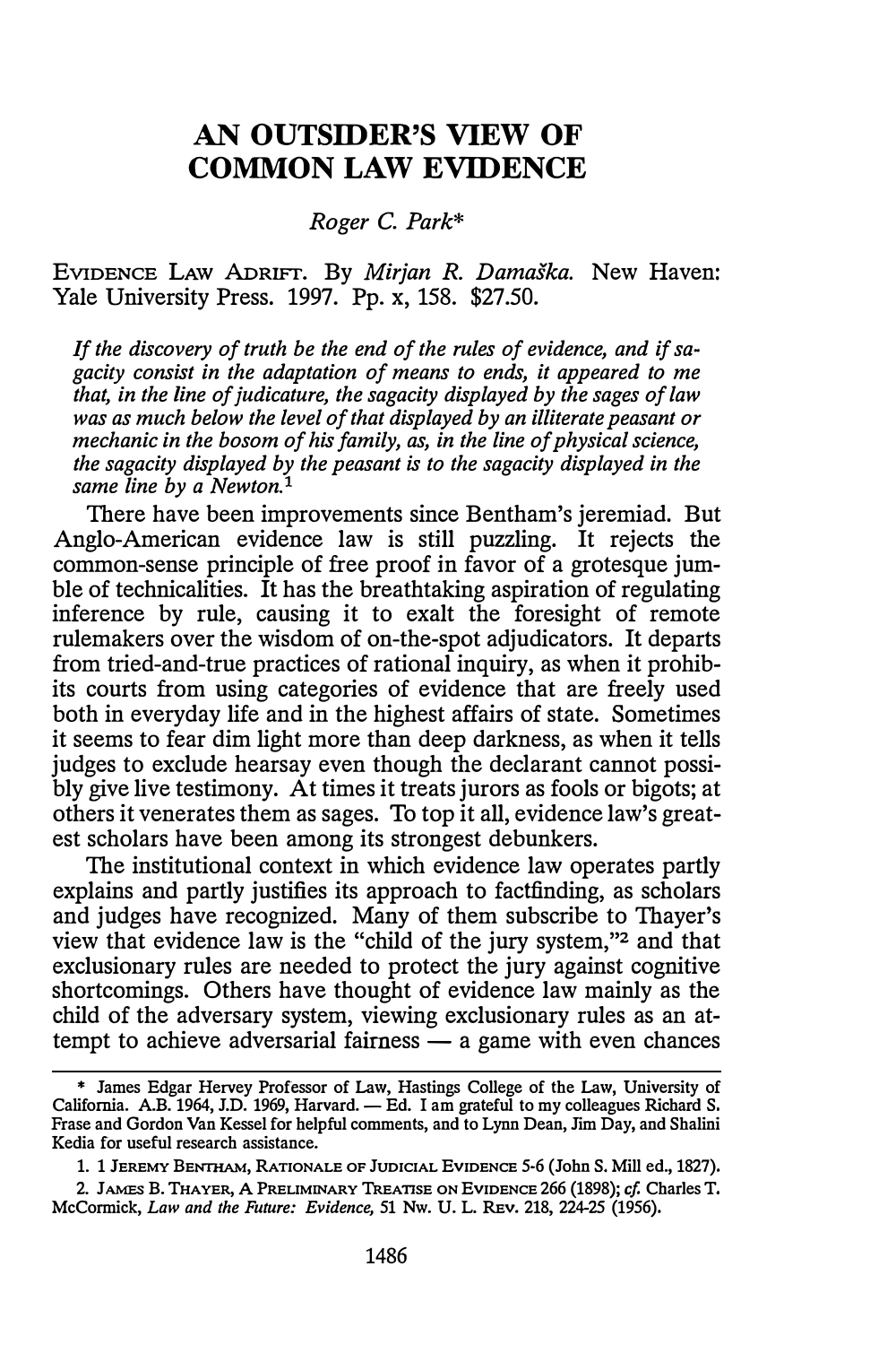# AN OUTSIDER'S VIEW OF COMMON LAW EVIDENCE

*Roger C. Park**

EVIDENCE LAW ADRIFT. By *Mirjan R. Damaška*. New Haven: Yale University Press. 1997. Pp. x, 158. $27.50.

*If the discovery of truth be the end of the rules of evidence, and if sagacity consist in the adaptation of means to ends, it appeared to me that, in the line of judicature, the sagacity displayed by the sages of law was as much below the level of that displayed by an illiterate peasant or mechanic in the bosom of his family, as, in the line of physical science, the sagacity displayed by the peasant is to the sagacity displayed in the same line by a Newton.*[1]

There have been improvements since Bentham's jeremiad. But Anglo-American evidence law is still puzzling. It rejects the common-sense principle of free proof in favor of a grotesque jumble of technicalities. It has the breathtaking aspiration of regulating inference by rule, causing it to exalt the foresight of remote rulemakers over the wisdom of on-the-spot adjudicators. It departs from tried-and-true practices of rational inquiry, as when it prohibits courts from using categories of evidence that are freely used both in everyday life and in the highest affairs of state. Sometimes it seems to fear dim light more than deep darkness, as when it tells judges to exclude hearsay even though the declarant cannot possibly give live testimony. At times it treats jurors as fools or bigots; at others it venerates them as sages. To top it all, evidence law's greatest scholars have been among its strongest debunkers.

The institutional context in which evidence law operates partly explains and partly justifies its approach to factfinding, as scholars and judges have recognized. Many of them subscribe to Thayer's view that evidence law is the "child of the jury system,"[2] and that exclusionary rules are needed to protect the jury against cognitive shortcomings. Others have thought of evidence law mainly as the child of the adversary system, viewing exclusionary rules as an attempt to achieve adversarial fairness — a game with even chances

---

\* James Edgar Hervey Professor of Law, Hastings College of the Law, University of California. A.B. 1964, J.D. 1969, Harvard. — Ed. I am grateful to my colleagues Richard S. Frase and Gordon Van Kessel for helpful comments, and to Lynn Dean, Jim Day, and Shalini Kedia for useful research assistance.

1. 1 JEREMY BENTHAM, RATIONALE OF JUDICIAL EVIDENCE 5-6 (John S. Mill ed., 1827).

2. JAMES B. THAYER, A PRELIMINARY TREATISE ON EVIDENCE 266 (1898); *cf.* Charles T. McCormick, *Law and the Future: Evidence*, 51 NW. U. L. REV. 218, 224-25 (1956).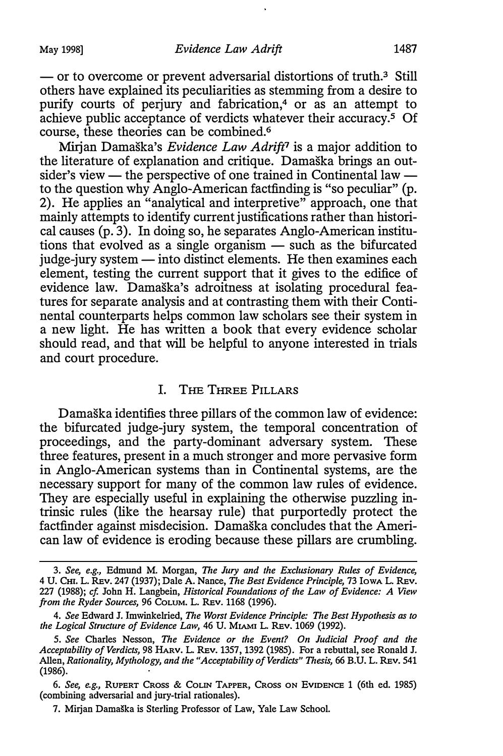— or to overcome or prevent adversarial distortions of truth.[3] Still others have explained its peculiarities as stemming from a desire to purify courts of perjury and fabrication,[4] or as an attempt to achieve public acceptance of verdicts whatever their accuracy.[5] Of course, these theories can be combined.[6]

Mirjan Damaška's *Evidence Law Adrift*[7] is a major addition to the literature of explanation and critique. Damaška brings an outsider's view — the perspective of one trained in Continental law — to the question why Anglo-American factfinding is "so peculiar" (p. 2). He applies an "analytical and interpretive" approach, one that mainly attempts to identify current justifications rather than historical causes (p. 3). In doing so, he separates Anglo-American institutions that evolved as a single organism — such as the bifurcated judge-jury system — into distinct elements. He then examines each element, testing the current support that it gives to the edifice of evidence law. Damaška's adroitness at isolating procedural features for separate analysis and at contrasting them with their Continental counterparts helps common law scholars see their system in a new light. He has written a book that every evidence scholar should read, and that will be helpful to anyone interested in trials and court procedure.

## I. The Three Pillars

Damaška identifies three pillars of the common law of evidence: the bifurcated judge-jury system, the temporal concentration of proceedings, and the party-dominant adversary system. These three features, present in a much stronger and more pervasive form in Anglo-American systems than in Continental systems, are the necessary support for many of the common law rules of evidence. They are especially useful in explaining the otherwise puzzling intrinsic rules (like the hearsay rule) that purportedly protect the factfinder against misdecision. Damaška concludes that the American law of evidence is eroding because these pillars are crumbling.

---

3. *See, e.g.*, Edmund M. Morgan, *The Jury and the Exclusionary Rules of Evidence*, 4 U. Chi. L. Rev. 247 (1937); Dale A. Nance, *The Best Evidence Principle*, 73 Iowa L. Rev. 227 (1988); *cf.* John H. Langbein, *Historical Foundations of the Law of Evidence: A View from the Ryder Sources*, 96 Colum. L. Rev. 1168 (1996).

4. *See* Edward J. Imwinkelried, *The Worst Evidence Principle: The Best Hypothesis as to the Logical Structure of Evidence Law*, 46 U. Miami L. Rev. 1069 (1992).

5. *See* Charles Nesson, *The Evidence or the Event? On Judicial Proof and the Acceptability of Verdicts*, 98 Harv. L. Rev. 1357, 1392 (1985). For a rebuttal, see Ronald J. Allen, *Rationality, Mythology, and the "Acceptability of Verdicts" Thesis*, 66 B.U. L. Rev. 541 (1986).

6. *See, e.g.*, Rupert Cross & Colin Tapper, Cross on Evidence 1 (6th ed. 1985) (combining adversarial and jury-trial rationales).

7. Mirjan Damaška is Sterling Professor of Law, Yale Law School.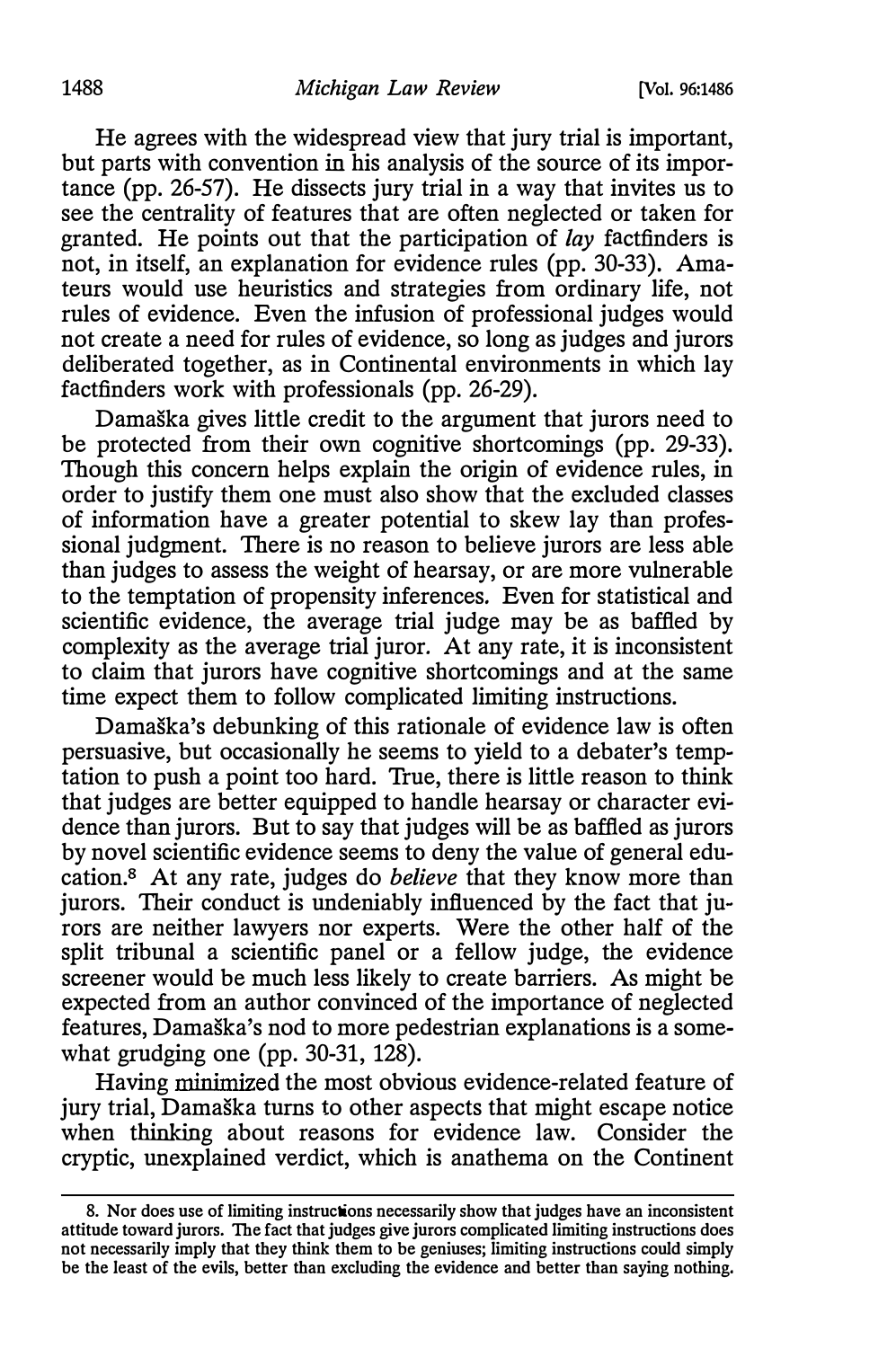He agrees with the widespread view that jury trial is important, but parts with convention in his analysis of the source of its importance (pp. 26-57). He dissects jury trial in a way that invites us to see the centrality of features that are often neglected or taken for granted. He points out that the participation of *lay* factfinders is not, in itself, an explanation for evidence rules (pp. 30-33). Amateurs would use heuristics and strategies from ordinary life, not rules of evidence. Even the infusion of professional judges would not create a need for rules of evidence, so long as judges and jurors deliberated together, as in Continental environments in which lay factfinders work with professionals (pp. 26-29).

Damaška gives little credit to the argument that jurors need to be protected from their own cognitive shortcomings (pp. 29-33). Though this concern helps explain the origin of evidence rules, in order to justify them one must also show that the excluded classes of information have a greater potential to skew lay than professional judgment. There is no reason to believe jurors are less able than judges to assess the weight of hearsay, or are more vulnerable to the temptation of propensity inferences. Even for statistical and scientific evidence, the average trial judge may be as baffled by complexity as the average trial juror. At any rate, it is inconsistent to claim that jurors have cognitive shortcomings and at the same time expect them to follow complicated limiting instructions.

Damaška's debunking of this rationale of evidence law is often persuasive, but occasionally he seems to yield to a debater's temptation to push a point too hard. True, there is little reason to think that judges are better equipped to handle hearsay or character evidence than jurors. But to say that judges will be as baffled as jurors by novel scientific evidence seems to deny the value of general education.[8] At any rate, judges do *believe* that they know more than jurors. Their conduct is undeniably influenced by the fact that jurors are neither lawyers nor experts. Were the other half of the split tribunal a scientific panel or a fellow judge, the evidence screener would be much less likely to create barriers. As might be expected from an author convinced of the importance of neglected features, Damaška's nod to more pedestrian explanations is a somewhat grudging one (pp. 30-31, 128).

Having minimized the most obvious evidence-related feature of jury trial, Damaška turns to other aspects that might escape notice when thinking about reasons for evidence law. Consider the cryptic, unexplained verdict, which is anathema on the Continent

---

8. Nor does use of limiting instructions necessarily show that judges have an inconsistent attitude toward jurors. The fact that judges give jurors complicated limiting instructions does not necessarily imply that they think them to be geniuses; limiting instructions could simply be the least of the evils, better than excluding the evidence and better than saying nothing.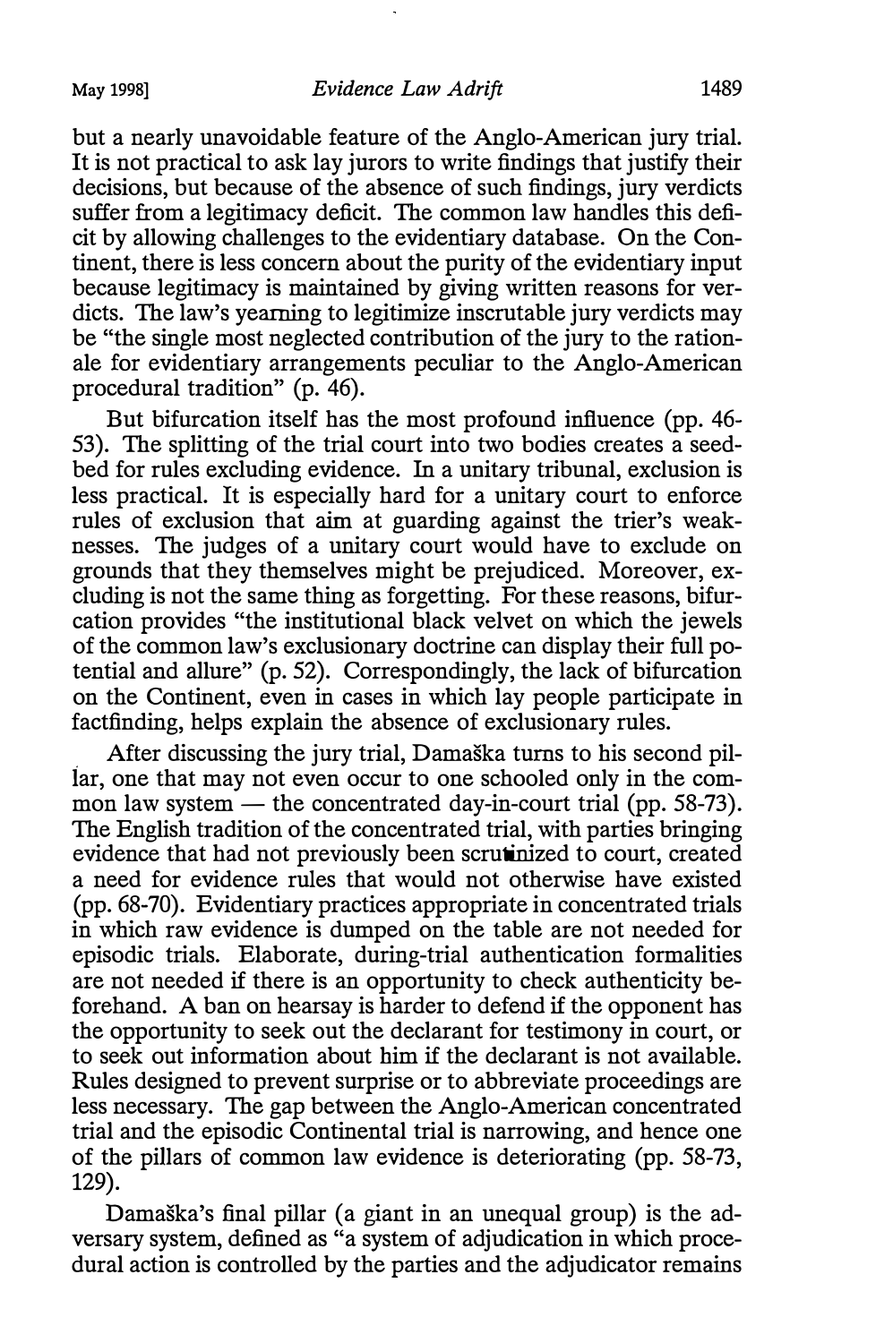but a nearly unavoidable feature of the Anglo-American jury trial. It is not practical to ask lay jurors to write findings that justify their decisions, but because of the absence of such findings, jury verdicts suffer from a legitimacy deficit. The common law handles this deficit by allowing challenges to the evidentiary database. On the Continent, there is less concern about the purity of the evidentiary input because legitimacy is maintained by giving written reasons for verdicts. The law's yearning to legitimize inscrutable jury verdicts may be "the single most neglected contribution of the jury to the rationale for evidentiary arrangements peculiar to the Anglo-American procedural tradition" (p. 46).

But bifurcation itself has the most profound influence (pp. 46-53). The splitting of the trial court into two bodies creates a seedbed for rules excluding evidence. In a unitary tribunal, exclusion is less practical. It is especially hard for a unitary court to enforce rules of exclusion that aim at guarding against the trier's weaknesses. The judges of a unitary court would have to exclude on grounds that they themselves might be prejudiced. Moreover, excluding is not the same thing as forgetting. For these reasons, bifurcation provides "the institutional black velvet on which the jewels of the common law's exclusionary doctrine can display their full potential and allure" (p. 52). Correspondingly, the lack of bifurcation on the Continent, even in cases in which lay people participate in factfinding, helps explain the absence of exclusionary rules.

After discussing the jury trial, Damaška turns to his second pillar, one that may not even occur to one schooled only in the common law system — the concentrated day-in-court trial (pp. 58-73). The English tradition of the concentrated trial, with parties bringing evidence that had not previously been scrutinized to court, created a need for evidence rules that would not otherwise have existed (pp. 68-70). Evidentiary practices appropriate in concentrated trials in which raw evidence is dumped on the table are not needed for episodic trials. Elaborate, during-trial authentication formalities are not needed if there is an opportunity to check authenticity beforehand. A ban on hearsay is harder to defend if the opponent has the opportunity to seek out the declarant for testimony in court, or to seek out information about him if the declarant is not available. Rules designed to prevent surprise or to abbreviate proceedings are less necessary. The gap between the Anglo-American concentrated trial and the episodic Continental trial is narrowing, and hence one of the pillars of common law evidence is deteriorating (pp. 58-73, 129).

Damaška's final pillar (a giant in an unequal group) is the adversary system, defined as "a system of adjudication in which procedural action is controlled by the parties and the adjudicator remains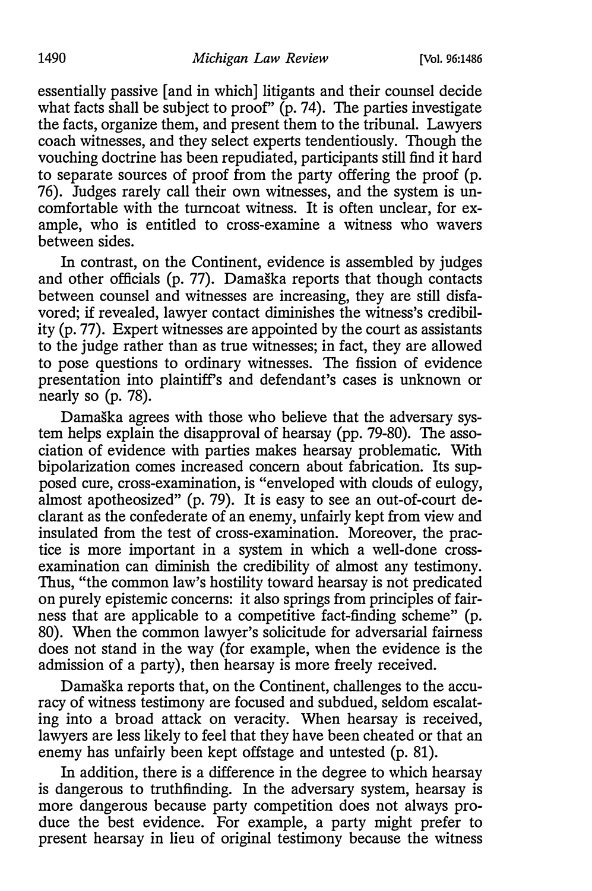essentially passive [and in which] litigants and their counsel decide what facts shall be subject to proof" (p. 74). The parties investigate the facts, organize them, and present them to the tribunal. Lawyers coach witnesses, and they select experts tendentiously. Though the vouching doctrine has been repudiated, participants still find it hard to separate sources of proof from the party offering the proof (p. 76). Judges rarely call their own witnesses, and the system is uncomfortable with the turncoat witness. It is often unclear, for example, who is entitled to cross-examine a witness who wavers between sides.

In contrast, on the Continent, evidence is assembled by judges and other officials (p. 77). Damaška reports that though contacts between counsel and witnesses are increasing, they are still disfavored; if revealed, lawyer contact diminishes the witness's credibility (p. 77). Expert witnesses are appointed by the court as assistants to the judge rather than as true witnesses; in fact, they are allowed to pose questions to ordinary witnesses. The fission of evidence presentation into plaintiff's and defendant's cases is unknown or nearly so (p. 78).

Damaška agrees with those who believe that the adversary system helps explain the disapproval of hearsay (pp. 79-80). The association of evidence with parties makes hearsay problematic. With bipolarization comes increased concern about fabrication. Its supposed cure, cross-examination, is "enveloped with clouds of eulogy, almost apotheosized" (p. 79). It is easy to see an out-of-court declarant as the confederate of an enemy, unfairly kept from view and insulated from the test of cross-examination. Moreover, the practice is more important in a system in which a well-done cross-examination can diminish the credibility of almost any testimony. Thus, "the common law's hostility toward hearsay is not predicated on purely epistemic concerns: it also springs from principles of fairness that are applicable to a competitive fact-finding scheme" (p. 80). When the common lawyer's solicitude for adversarial fairness does not stand in the way (for example, when the evidence is the admission of a party), then hearsay is more freely received.

Damaška reports that, on the Continent, challenges to the accuracy of witness testimony are focused and subdued, seldom escalating into a broad attack on veracity. When hearsay is received, lawyers are less likely to feel that they have been cheated or that an enemy has unfairly been kept offstage and untested (p. 81).

In addition, there is a difference in the degree to which hearsay is dangerous to truthfinding. In the adversary system, hearsay is more dangerous because party competition does not always produce the best evidence. For example, a party might prefer to present hearsay in lieu of original testimony because the witness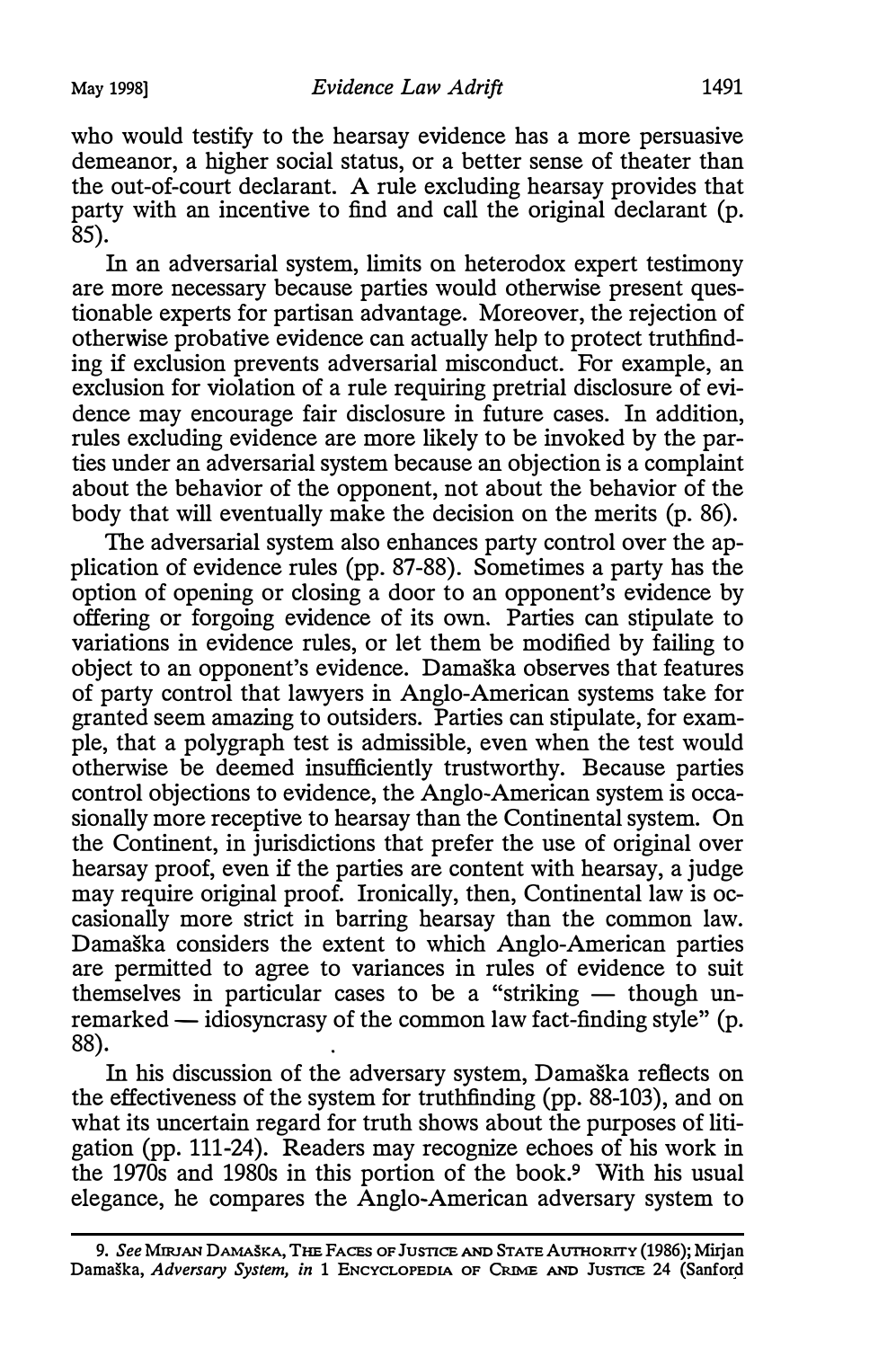who would testify to the hearsay evidence has a more persuasive demeanor, a higher social status, or a better sense of theater than the out-of-court declarant. A rule excluding hearsay provides that party with an incentive to find and call the original declarant (p. 85).

In an adversarial system, limits on heterodox expert testimony are more necessary because parties would otherwise present questionable experts for partisan advantage. Moreover, the rejection of otherwise probative evidence can actually help to protect truthfinding if exclusion prevents adversarial misconduct. For example, an exclusion for violation of a rule requiring pretrial disclosure of evidence may encourage fair disclosure in future cases. In addition, rules excluding evidence are more likely to be invoked by the parties under an adversarial system because an objection is a complaint about the behavior of the opponent, not about the behavior of the body that will eventually make the decision on the merits (p. 86).

The adversarial system also enhances party control over the application of evidence rules (pp. 87-88). Sometimes a party has the option of opening or closing a door to an opponent's evidence by offering or forgoing evidence of its own. Parties can stipulate to variations in evidence rules, or let them be modified by failing to object to an opponent's evidence. Damaška observes that features of party control that lawyers in Anglo-American systems take for granted seem amazing to outsiders. Parties can stipulate, for example, that a polygraph test is admissible, even when the test would otherwise be deemed insufficiently trustworthy. Because parties control objections to evidence, the Anglo-American system is occasionally more receptive to hearsay than the Continental system. On the Continent, in jurisdictions that prefer the use of original over hearsay proof, even if the parties are content with hearsay, a judge may require original proof. Ironically, then, Continental law is occasionally more strict in barring hearsay than the common law. Damaška considers the extent to which Anglo-American parties are permitted to agree to variances in rules of evidence to suit themselves in particular cases to be a "striking — though unremarked — idiosyncrasy of the common law fact-finding style" (p. 88).

In his discussion of the adversary system, Damaška reflects on the effectiveness of the system for truthfinding (pp. 88-103), and on what its uncertain regard for truth shows about the purposes of litigation (pp. 111-24). Readers may recognize echoes of his work in the 1970s and 1980s in this portion of the book.[9] With his usual elegance, he compares the Anglo-American adversary system to

---

9. *See* Mirjan Damaška, The Faces of Justice and State Authority (1986); Mirjan Damaška, *Adversary System*, *in* 1 Encyclopedia of Crime and Justice 24 (Sanford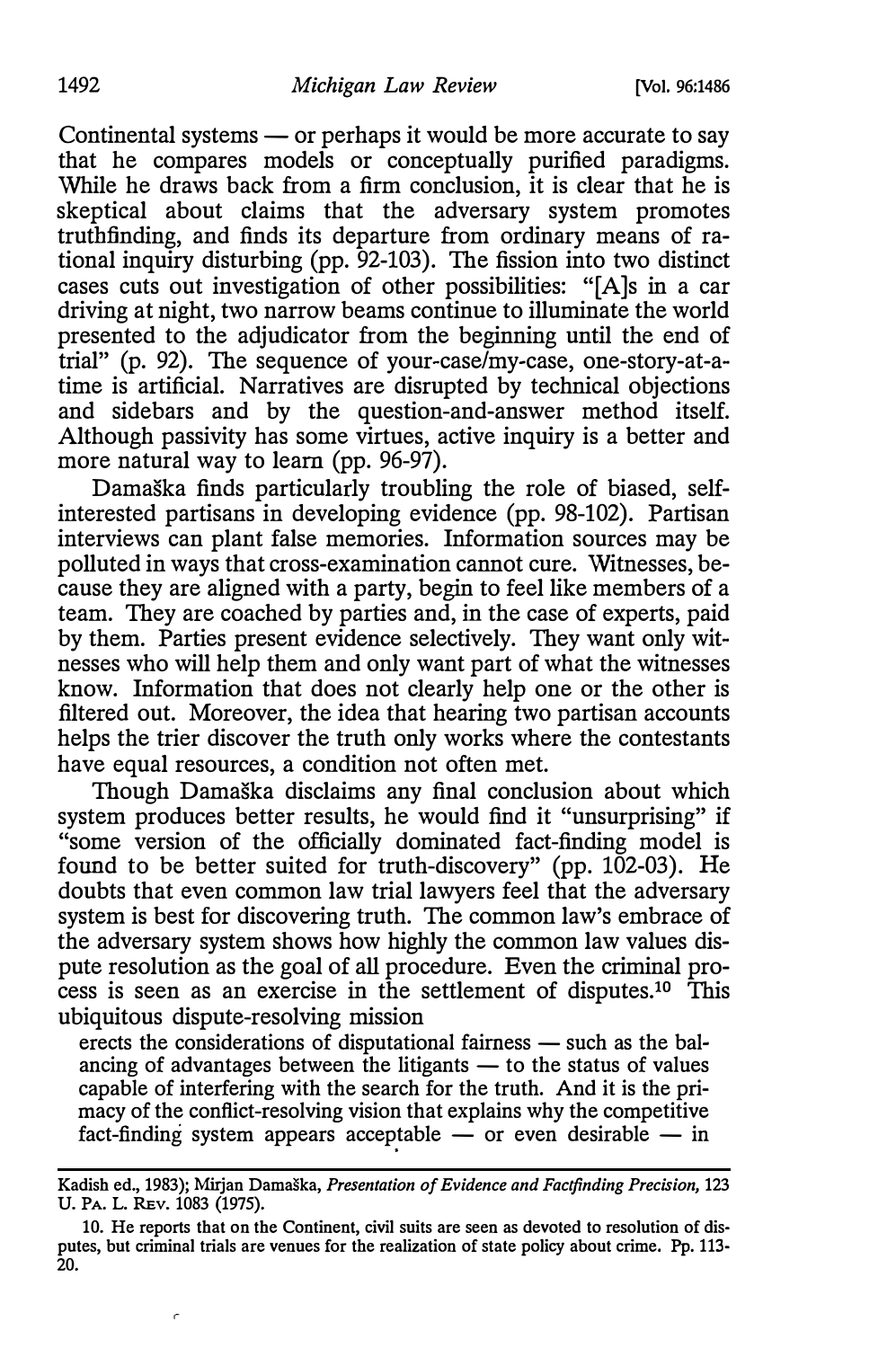Continental systems — or perhaps it would be more accurate to say that he compares models or conceptually purified paradigms. While he draws back from a firm conclusion, it is clear that he is skeptical about claims that the adversary system promotes truthfinding, and finds its departure from ordinary means of rational inquiry disturbing (pp. 92-103). The fission into two distinct cases cuts out investigation of other possibilities: "[A]s in a car driving at night, two narrow beams continue to illuminate the world presented to the adjudicator from the beginning until the end of trial" (p. 92). The sequence of your-case/my-case, one-story-at-a-time is artificial. Narratives are disrupted by technical objections and sidebars and by the question-and-answer method itself. Although passivity has some virtues, active inquiry is a better and more natural way to learn (pp. 96-97).

Damaška finds particularly troubling the role of biased, self-interested partisans in developing evidence (pp. 98-102). Partisan interviews can plant false memories. Information sources may be polluted in ways that cross-examination cannot cure. Witnesses, because they are aligned with a party, begin to feel like members of a team. They are coached by parties and, in the case of experts, paid by them. Parties present evidence selectively. They want only witnesses who will help them and only want part of what the witnesses know. Information that does not clearly help one or the other is filtered out. Moreover, the idea that hearing two partisan accounts helps the trier discover the truth only works where the contestants have equal resources, a condition not often met.

Though Damaška disclaims any final conclusion about which system produces better results, he would find it "unsurprising" if "some version of the officially dominated fact-finding model is found to be better suited for truth-discovery" (pp. 102-03). He doubts that even common law trial lawyers feel that the adversary system is best for discovering truth. The common law's embrace of the adversary system shows how highly the common law values dispute resolution as the goal of all procedure. Even the criminal process is seen as an exercise in the settlement of disputes.[10] This ubiquitous dispute-resolving mission

> erects the considerations of disputational fairness — such as the balancing of advantages between the litigants — to the status of values capable of interfering with the search for the truth. And it is the primacy of the conflict-resolving vision that explains why the competitive fact-finding system appears acceptable — or even desirable — in

Kadish ed., 1983); Mirjan Damaška, *Presentation of Evidence and Factfinding Precision*, 123 U. PA. L. REV. 1083 (1975).

10. He reports that on the Continent, civil suits are seen as devoted to resolution of disputes, but criminal trials are venues for the realization of state policy about crime. Pp. 113-20.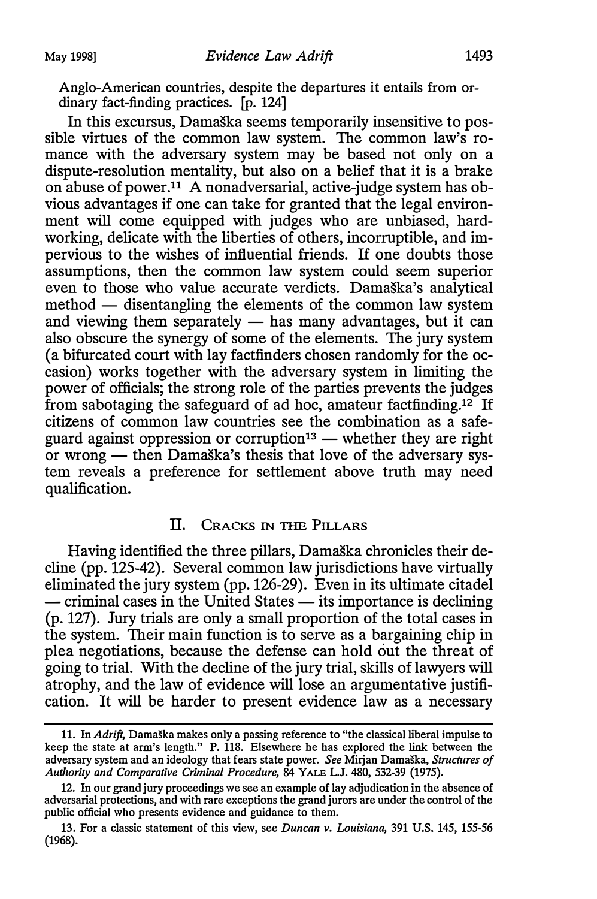Anglo-American countries, despite the departures it entails from ordinary fact-finding practices. [p. 124]

In this excursus, Damaška seems temporarily insensitive to possible virtues of the common law system. The common law's romance with the adversary system may be based not only on a dispute-resolution mentality, but also on a belief that it is a brake on abuse of power.[11] A nonadversarial, active-judge system has obvious advantages if one can take for granted that the legal environment will come equipped with judges who are unbiased, hardworking, delicate with the liberties of others, incorruptible, and impervious to the wishes of influential friends. If one doubts those assumptions, then the common law system could seem superior even to those who value accurate verdicts. Damaška's analytical method — disentangling the elements of the common law system and viewing them separately — has many advantages, but it can also obscure the synergy of some of the elements. The jury system (a bifurcated court with lay factfinders chosen randomly for the occasion) works together with the adversary system in limiting the power of officials; the strong role of the parties prevents the judges from sabotaging the safeguard of ad hoc, amateur factfinding.[12] If citizens of common law countries see the combination as a safeguard against oppression or corruption[13] — whether they are right or wrong — then Damaška's thesis that love of the adversary system reveals a preference for settlement above truth may need qualification.

## II. Cracks in the Pillars

Having identified the three pillars, Damaška chronicles their decline (pp. 125-42). Several common law jurisdictions have virtually eliminated the jury system (pp. 126-29). Even in its ultimate citadel — criminal cases in the United States — its importance is declining (p. 127). Jury trials are only a small proportion of the total cases in the system. Their main function is to serve as a bargaining chip in plea negotiations, because the defense can hold out the threat of going to trial. With the decline of the jury trial, skills of lawyers will atrophy, and the law of evidence will lose an argumentative justification. It will be harder to present evidence law as a necessary

---

11. In *Adrift*, Damaška makes only a passing reference to "the classical liberal impulse to keep the state at arm's length." P. 118. Elsewhere he has explored the link between the adversary system and an ideology that fears state power. *See* Mirjan Damaška, *Structures of Authority and Comparative Criminal Procedure*, 84 YALE L.J. 480, 532-39 (1975).

12. In our grand jury proceedings we see an example of lay adjudication in the absence of adversarial protections, and with rare exceptions the grand jurors are under the control of the public official who presents evidence and guidance to them.

13. For a classic statement of this view, see *Duncan v. Louisiana*, 391 U.S. 145, 155-56 (1968).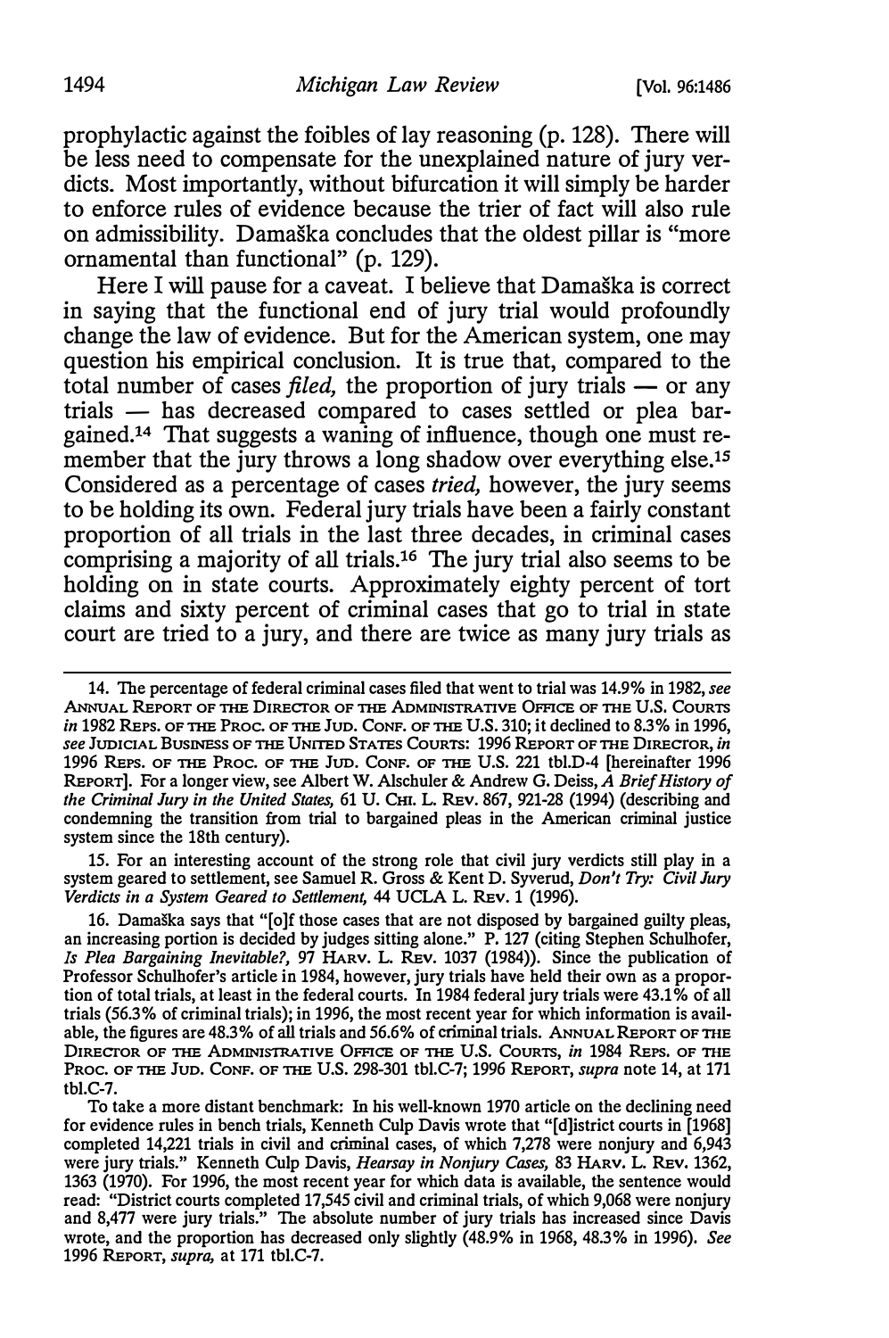prophylactic against the foibles of lay reasoning (p. 128). There will be less need to compensate for the unexplained nature of jury verdicts. Most importantly, without bifurcation it will simply be harder to enforce rules of evidence because the trier of fact will also rule on admissibility. Damaška concludes that the oldest pillar is "more ornamental than functional" (p. 129).

Here I will pause for a caveat. I believe that Damaška is correct in saying that the functional end of jury trial would profoundly change the law of evidence. But for the American system, one may question his empirical conclusion. It is true that, compared to the total number of cases *filed*, the proportion of jury trials — or any trials — has decreased compared to cases settled or plea bargained.[14] That suggests a waning of influence, though one must remember that the jury throws a long shadow over everything else.[15] Considered as a percentage of cases *tried*, however, the jury seems to be holding its own. Federal jury trials have been a fairly constant proportion of all trials in the last three decades, in criminal cases comprising a majority of all trials.[16] The jury trial also seems to be holding on in state courts. Approximately eighty percent of tort claims and sixty percent of criminal cases that go to trial in state court are tried to a jury, and there are twice as many jury trials as

---

14. The percentage of federal criminal cases filed that went to trial was 14.9% in 1982, *see* ANNUAL REPORT OF THE DIRECTOR OF THE ADMINISTRATIVE OFFICE OF THE U.S. COURTS *in* 1982 REPS. OF THE PROC. OF THE JUD. CONF. OF THE U.S. 310; it declined to 8.3% in 1996, *see* JUDICIAL BUSINESS OF THE UNITED STATES COURTS: 1996 REPORT OF THE DIRECTOR, *in* 1996 REPS. OF THE PROC. OF THE JUD. CONF. OF THE U.S. 221 tbl.D-4 [hereinafter 1996 REPORT]. For a longer view, see Albert W. Alschuler & Andrew G. Deiss, *A Brief History of the Criminal Jury in the United States,* 61 U. CHI. L. REV. 867, 921-28 (1994) (describing and condemning the transition from trial to bargained pleas in the American criminal justice system since the 18th century).

15. For an interesting account of the strong role that civil jury verdicts still play in a system geared to settlement, see Samuel R. Gross & Kent D. Syverud, *Don't Try: Civil Jury Verdicts in a System Geared to Settlement,* 44 UCLA L. REV. 1 (1996).

16. Damaška says that "[o]f those cases that are not disposed by bargained guilty pleas, an increasing portion is decided by judges sitting alone." P. 127 (citing Stephen Schulhofer, *Is Plea Bargaining Inevitable?,* 97 HARV. L. REV. 1037 (1984)). Since the publication of Professor Schulhofer's article in 1984, however, jury trials have held their own as a proportion of total trials, at least in the federal courts. In 1984 federal jury trials were 43.1% of all trials (56.3% of criminal trials); in 1996, the most recent year for which information is available, the figures are 48.3% of all trials and 56.6% of criminal trials. ANNUAL REPORT OF THE DIRECTOR OF THE ADMINISTRATIVE OFFICE OF THE U.S. COURTS, *in* 1984 REPS. OF THE PROC. OF THE JUD. CONF. OF THE U.S. 298-301 tbl.C-7; 1996 REPORT, *supra* note 14, at 171 tbl.C-7.

To take a more distant benchmark: In his well-known 1970 article on the declining need for evidence rules in bench trials, Kenneth Culp Davis wrote that "[d]istrict courts in [1968] completed 14,221 trials in civil and criminal cases, of which 7,278 were nonjury and 6,943 were jury trials." Kenneth Culp Davis, *Hearsay in Nonjury Cases,* 83 HARV. L. REV. 1362, 1363 (1970). For 1996, the most recent year for which data is available, the sentence would read: "District courts completed 17,545 civil and criminal trials, of which 9,068 were nonjury and 8,477 were jury trials." The absolute number of jury trials has increased since Davis wrote, and the proportion has decreased only slightly (48.9% in 1968, 48.3% in 1996). *See* 1996 REPORT, *supra,* at 171 tbl.C-7.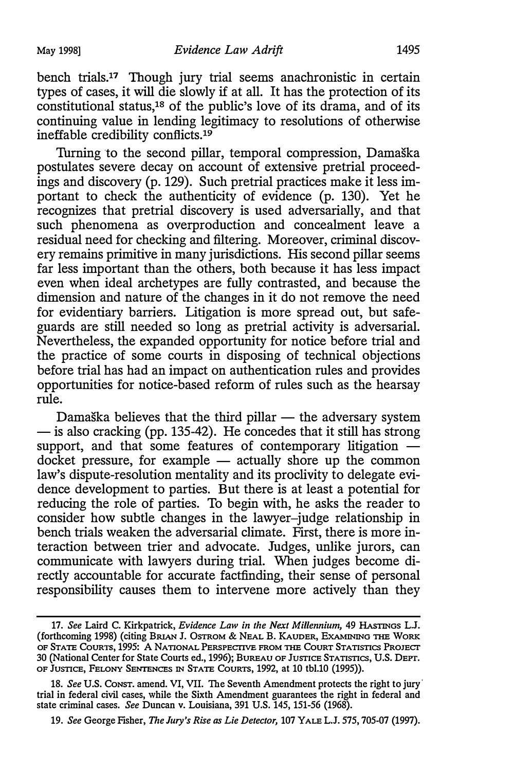bench trials.[17] Though jury trial seems anachronistic in certain types of cases, it will die slowly if at all. It has the protection of its constitutional status,[18] of the public's love of its drama, and of its continuing value in lending legitimacy to resolutions of otherwise ineffable credibility conflicts.[19]

Turning to the second pillar, temporal compression, Damaška postulates severe decay on account of extensive pretrial proceedings and discovery (p. 129). Such pretrial practices make it less important to check the authenticity of evidence (p. 130). Yet he recognizes that pretrial discovery is used adversarially, and that such phenomena as overproduction and concealment leave a residual need for checking and filtering. Moreover, criminal discovery remains primitive in many jurisdictions. His second pillar seems far less important than the others, both because it has less impact even when ideal archetypes are fully contrasted, and because the dimension and nature of the changes in it do not remove the need for evidentiary barriers. Litigation is more spread out, but safeguards are still needed so long as pretrial activity is adversarial. Nevertheless, the expanded opportunity for notice before trial and the practice of some courts in disposing of technical objections before trial has had an impact on authentication rules and provides opportunities for notice-based reform of rules such as the hearsay rule.

Damaška believes that the third pillar — the adversary system — is also cracking (pp. 135-42). He concedes that it still has strong support, and that some features of contemporary litigation — docket pressure, for example — actually shore up the common law's dispute-resolution mentality and its proclivity to delegate evidence development to parties. But there is at least a potential for reducing the role of parties. To begin with, he asks the reader to consider how subtle changes in the lawyer–judge relationship in bench trials weaken the adversarial climate. First, there is more interaction between trier and advocate. Judges, unlike jurors, can communicate with lawyers during trial. When judges become directly accountable for accurate factfinding, their sense of personal responsibility causes them to intervene more actively than they

---

17. *See* Laird C. Kirkpatrick, *Evidence Law in the Next Millennium*, 49 HASTINGS L.J. (forthcoming 1998) (citing BRIAN J. OSTROM & NEAL B. KAUDER, EXAMINING THE WORK OF STATE COURTS, 1995: A NATIONAL PERSPECTIVE FROM THE COURT STATISTICS PROJECT 30 (National Center for State Courts ed., 1996); BUREAU OF JUSTICE STATISTICS, U.S. DEPT. OF JUSTICE, FELONY SENTENCES IN STATE COURTS, 1992, at 10 tbl.10 (1995)).

18. *See* U.S. CONST. amend. VI, VII. The Seventh Amendment protects the right to jury trial in federal civil cases, while the Sixth Amendment guarantees the right in federal and state criminal cases. *See* Duncan v. Louisiana, 391 U.S. 145, 151-56 (1968).

19. *See* George Fisher, *The Jury's Rise as Lie Detector*, 107 YALE L.J. 575, 705-07 (1997).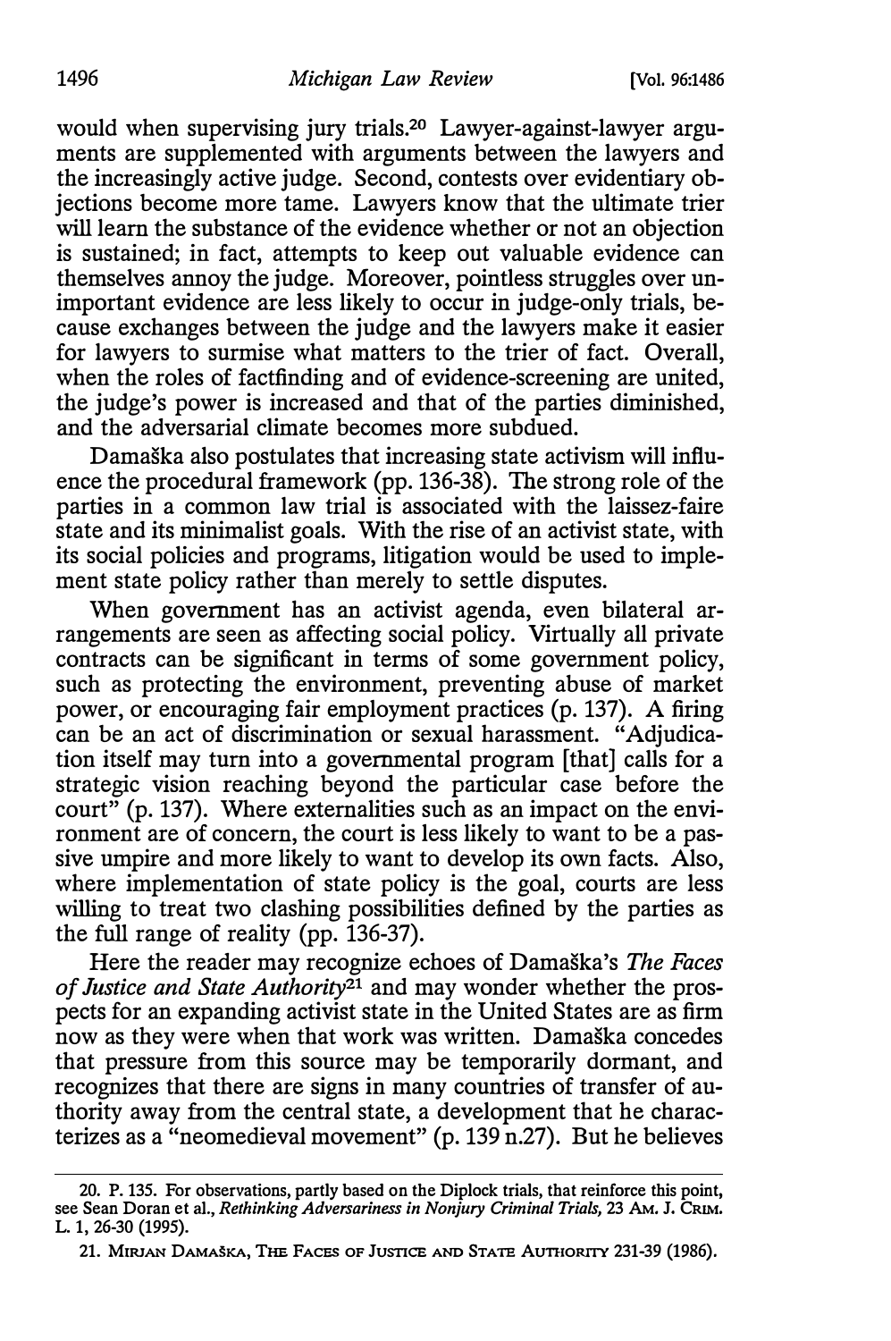would when supervising jury trials.[20] Lawyer-against-lawyer arguments are supplemented with arguments between the lawyers and the increasingly active judge. Second, contests over evidentiary objections become more tame. Lawyers know that the ultimate trier will learn the substance of the evidence whether or not an objection is sustained; in fact, attempts to keep out valuable evidence can themselves annoy the judge. Moreover, pointless struggles over unimportant evidence are less likely to occur in judge-only trials, because exchanges between the judge and the lawyers make it easier for lawyers to surmise what matters to the trier of fact. Overall, when the roles of factfinding and of evidence-screening are united, the judge's power is increased and that of the parties diminished, and the adversarial climate becomes more subdued.

Damaška also postulates that increasing state activism will influence the procedural framework (pp. 136-38). The strong role of the parties in a common law trial is associated with the laissez-faire state and its minimalist goals. With the rise of an activist state, with its social policies and programs, litigation would be used to implement state policy rather than merely to settle disputes.

When government has an activist agenda, even bilateral arrangements are seen as affecting social policy. Virtually all private contracts can be significant in terms of some government policy, such as protecting the environment, preventing abuse of market power, or encouraging fair employment practices (p. 137). A firing can be an act of discrimination or sexual harassment. "Adjudication itself may turn into a governmental program [that] calls for a strategic vision reaching beyond the particular case before the court" (p. 137). Where externalities such as an impact on the environment are of concern, the court is less likely to want to be a passive umpire and more likely to want to develop its own facts. Also, where implementation of state policy is the goal, courts are less willing to treat two clashing possibilities defined by the parties as the full range of reality (pp. 136-37).

Here the reader may recognize echoes of Damaška's *The Faces of Justice and State Authority*[21] and may wonder whether the prospects for an expanding activist state in the United States are as firm now as they were when that work was written. Damaška concedes that pressure from this source may be temporarily dormant, and recognizes that there are signs in many countries of transfer of authority away from the central state, a development that he characterizes as a "neomedieval movement" (p. 139 n.27). But he believes

---

20. P. 135. For observations, partly based on the Diplock trials, that reinforce this point, see Sean Doran et al., *Rethinking Adversariness in Nonjury Criminal Trials*, 23 AM. J. CRIM. L. 1, 26-30 (1995).

21. MIRJAN DAMAŠKA, THE FACES OF JUSTICE AND STATE AUTHORITY 231-39 (1986).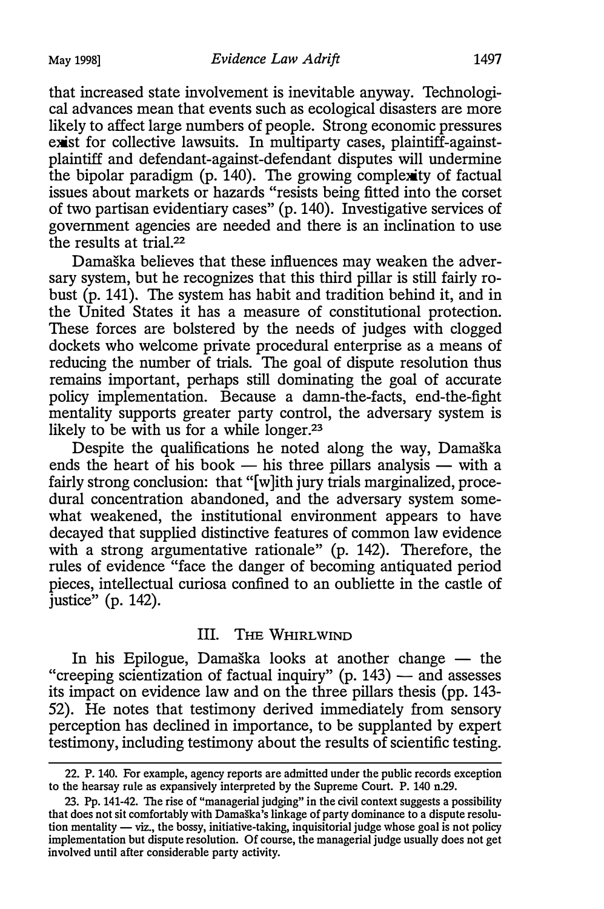that increased state involvement is inevitable anyway. Technological advances mean that events such as ecological disasters are more likely to affect large numbers of people. Strong economic pressures exist for collective lawsuits. In multiparty cases, plaintiff-against-plaintiff and defendant-against-defendant disputes will undermine the bipolar paradigm (p. 140). The growing complexity of factual issues about markets or hazards "resists being fitted into the corset of two partisan evidentiary cases" (p. 140). Investigative services of government agencies are needed and there is an inclination to use the results at trial.[22]

Damaška believes that these influences may weaken the adversary system, but he recognizes that this third pillar is still fairly robust (p. 141). The system has habit and tradition behind it, and in the United States it has a measure of constitutional protection. These forces are bolstered by the needs of judges with clogged dockets who welcome private procedural enterprise as a means of reducing the number of trials. The goal of dispute resolution thus remains important, perhaps still dominating the goal of accurate policy implementation. Because a damn-the-facts, end-the-fight mentality supports greater party control, the adversary system is likely to be with us for a while longer.[23]

Despite the qualifications he noted along the way, Damaška ends the heart of his book — his three pillars analysis — with a fairly strong conclusion: that "[w]ith jury trials marginalized, procedural concentration abandoned, and the adversary system somewhat weakened, the institutional environment appears to have decayed that supplied distinctive features of common law evidence with a strong argumentative rationale" (p. 142). Therefore, the rules of evidence "face the danger of becoming antiquated period pieces, intellectual curiosa confined to an oubliette in the castle of justice" (p. 142).

## III. The Whirlwind

In his Epilogue, Damaška looks at another change — the "creeping scientization of factual inquiry" (p. 143) — and assesses its impact on evidence law and on the three pillars thesis (pp. 143-52). He notes that testimony derived immediately from sensory perception has declined in importance, to be supplanted by expert testimony, including testimony about the results of scientific testing.

---

22. P. 140. For example, agency reports are admitted under the public records exception to the hearsay rule as expansively interpreted by the Supreme Court. P. 140 n.29.

23. Pp. 141-42. The rise of "managerial judging" in the civil context suggests a possibility that does not sit comfortably with Damaška's linkage of party dominance to a dispute resolution mentality — *viz.*, the bossy, initiative-taking, inquisitorial judge whose goal is not policy implementation but dispute resolution. Of course, the managerial judge usually does not get involved until after considerable party activity.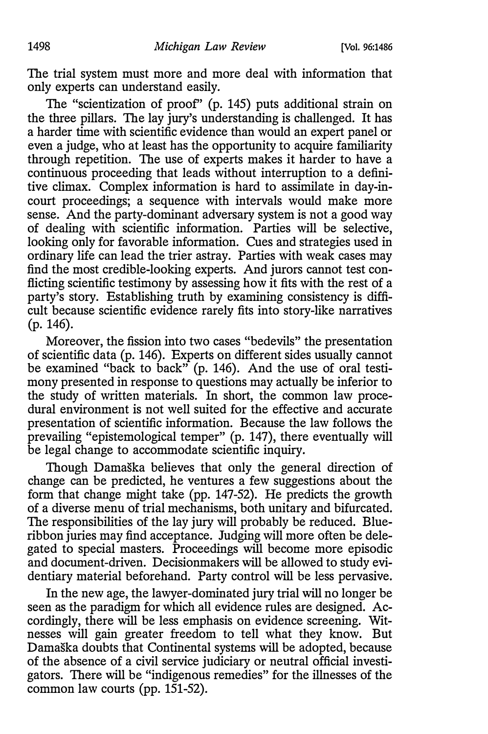The trial system must more and more deal with information that only experts can understand easily.

The "scientization of proof" (p. 145) puts additional strain on the three pillars. The lay jury's understanding is challenged. It has a harder time with scientific evidence than would an expert panel or even a judge, who at least has the opportunity to acquire familiarity through repetition. The use of experts makes it harder to have a continuous proceeding that leads without interruption to a definitive climax. Complex information is hard to assimilate in day-in-court proceedings; a sequence with intervals would make more sense. And the party-dominant adversary system is not a good way of dealing with scientific information. Parties will be selective, looking only for favorable information. Cues and strategies used in ordinary life can lead the trier astray. Parties with weak cases may find the most credible-looking experts. And jurors cannot test conflicting scientific testimony by assessing how it fits with the rest of a party's story. Establishing truth by examining consistency is difficult because scientific evidence rarely fits into story-like narratives (p. 146).

Moreover, the fission into two cases "bedevils" the presentation of scientific data (p. 146). Experts on different sides usually cannot be examined "back to back" (p. 146). And the use of oral testimony presented in response to questions may actually be inferior to the study of written materials. In short, the common law procedural environment is not well suited for the effective and accurate presentation of scientific information. Because the law follows the prevailing "epistemological temper" (p. 147), there eventually will be legal change to accommodate scientific inquiry.

Though Damaška believes that only the general direction of change can be predicted, he ventures a few suggestions about the form that change might take (pp. 147-52). He predicts the growth of a diverse menu of trial mechanisms, both unitary and bifurcated. The responsibilities of the lay jury will probably be reduced. Blue-ribbon juries may find acceptance. Judging will more often be delegated to special masters. Proceedings will become more episodic and document-driven. Decisionmakers will be allowed to study evidentiary material beforehand. Party control will be less pervasive.

In the new age, the lawyer-dominated jury trial will no longer be seen as the paradigm for which all evidence rules are designed. Accordingly, there will be less emphasis on evidence screening. Witnesses will gain greater freedom to tell what they know. But Damaška doubts that Continental systems will be adopted, because of the absence of a civil service judiciary or neutral official investigators. There will be "indigenous remedies" for the illnesses of the common law courts (pp. 151-52).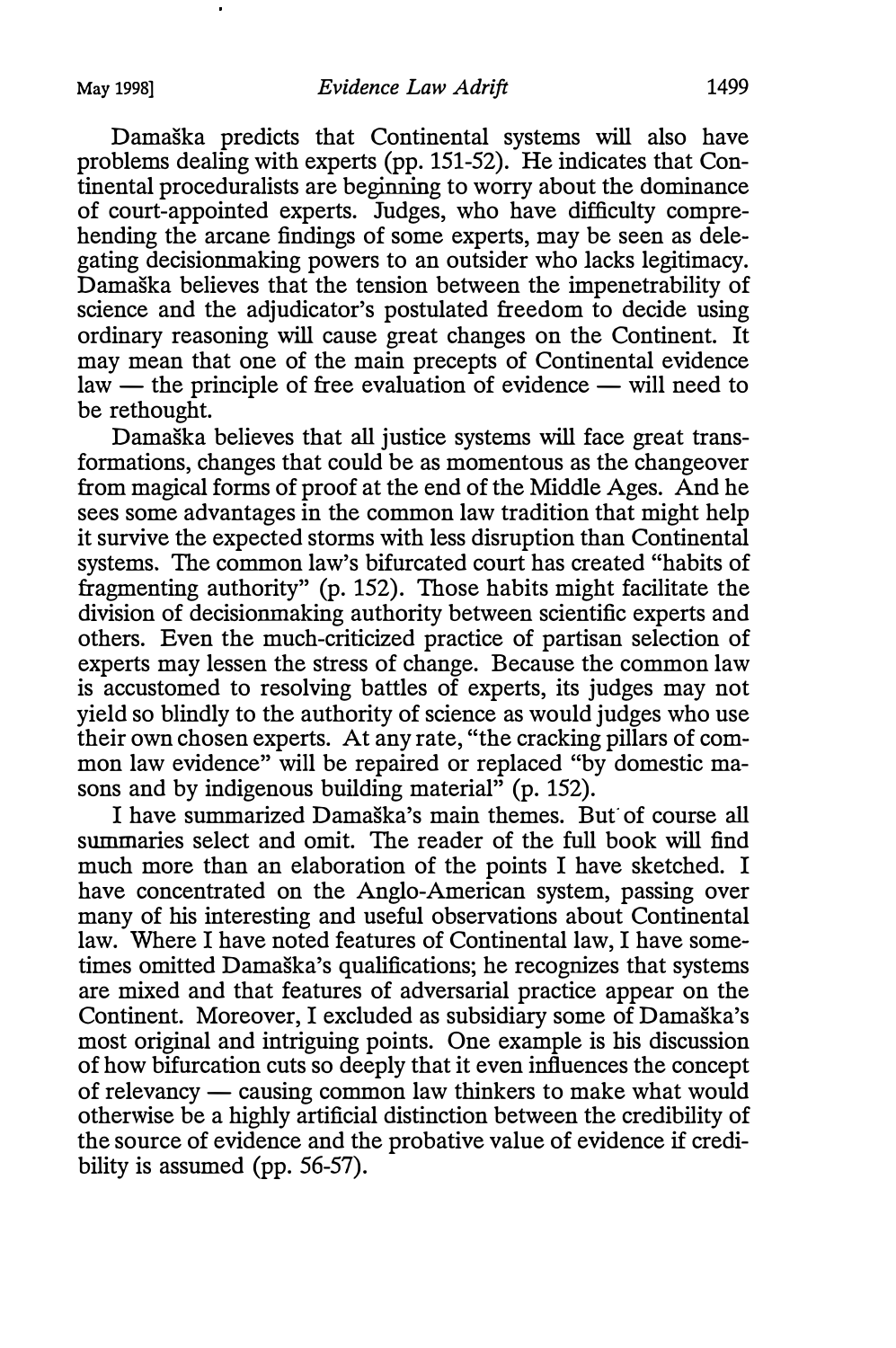Damaška predicts that Continental systems will also have problems dealing with experts (pp. 151-52). He indicates that Continental proceduralists are beginning to worry about the dominance of court-appointed experts. Judges, who have difficulty comprehending the arcane findings of some experts, may be seen as delegating decisionmaking powers to an outsider who lacks legitimacy. Damaška believes that the tension between the impenetrability of science and the adjudicator's postulated freedom to decide using ordinary reasoning will cause great changes on the Continent. It may mean that one of the main precepts of Continental evidence law — the principle of free evaluation of evidence — will need to be rethought.

Damaška believes that all justice systems will face great transformations, changes that could be as momentous as the changeover from magical forms of proof at the end of the Middle Ages. And he sees some advantages in the common law tradition that might help it survive the expected storms with less disruption than Continental systems. The common law's bifurcated court has created "habits of fragmenting authority" (p. 152). Those habits might facilitate the division of decisionmaking authority between scientific experts and others. Even the much-criticized practice of partisan selection of experts may lessen the stress of change. Because the common law is accustomed to resolving battles of experts, its judges may not yield so blindly to the authority of science as would judges who use their own chosen experts. At any rate, "the cracking pillars of common law evidence" will be repaired or replaced "by domestic masons and by indigenous building material" (p. 152).

I have summarized Damaška's main themes. But of course all summaries select and omit. The reader of the full book will find much more than an elaboration of the points I have sketched. I have concentrated on the Anglo-American system, passing over many of his interesting and useful observations about Continental law. Where I have noted features of Continental law, I have sometimes omitted Damaška's qualifications; he recognizes that systems are mixed and that features of adversarial practice appear on the Continent. Moreover, I excluded as subsidiary some of Damaška's most original and intriguing points. One example is his discussion of how bifurcation cuts so deeply that it even influences the concept of relevancy — causing common law thinkers to make what would otherwise be a highly artificial distinction between the credibility of the source of evidence and the probative value of evidence if credibility is assumed (pp. 56-57).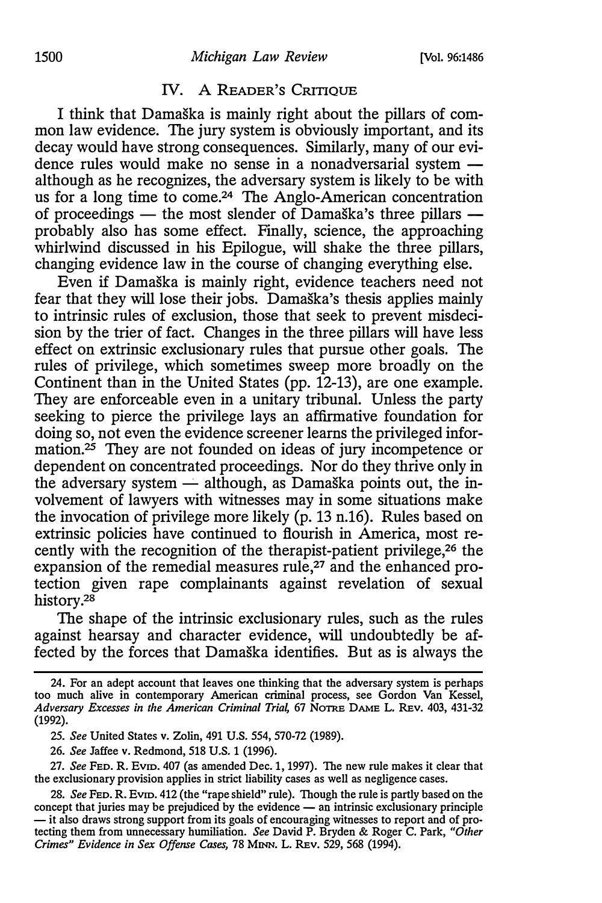## IV. A Reader's Critique

I think that Damaška is mainly right about the pillars of common law evidence. The jury system is obviously important, and its decay would have strong consequences. Similarly, many of our evidence rules would make no sense in a nonadversarial system — although as he recognizes, the adversary system is likely to be with us for a long time to come.[24] The Anglo-American concentration of proceedings — the most slender of Damaška's three pillars — probably also has some effect. Finally, science, the approaching whirlwind discussed in his Epilogue, will shake the three pillars, changing evidence law in the course of changing everything else.

Even if Damaška is mainly right, evidence teachers need not fear that they will lose their jobs. Damaška's thesis applies mainly to intrinsic rules of exclusion, those that seek to prevent misdecision by the trier of fact. Changes in the three pillars will have less effect on extrinsic exclusionary rules that pursue other goals. The rules of privilege, which sometimes sweep more broadly on the Continent than in the United States (pp. 12-13), are one example. They are enforceable even in a unitary tribunal. Unless the party seeking to pierce the privilege lays an affirmative foundation for doing so, not even the evidence screener learns the privileged information.[25] They are not founded on ideas of jury incompetence or dependent on concentrated proceedings. Nor do they thrive only in the adversary system — although, as Damaška points out, the involvement of lawyers with witnesses may in some situations make the invocation of privilege more likely (p. 13 n.16). Rules based on extrinsic policies have continued to flourish in America, most recently with the recognition of the therapist-patient privilege,[26] the expansion of the remedial measures rule,[27] and the enhanced protection given rape complainants against revelation of sexual history.[28]

The shape of the intrinsic exclusionary rules, such as the rules against hearsay and character evidence, will undoubtedly be affected by the forces that Damaška identifies. But as is always the

---

24. For an adept account that leaves one thinking that the adversary system is perhaps too much alive in contemporary American criminal process, see Gordon Van Kessel, *Adversary Excesses in the American Criminal Trial*, 67 NOTRE DAME L. REV. 403, 431-32 (1992).

25. *See* United States v. Zolin, 491 U.S. 554, 570-72 (1989).

26. *See* Jaffee v. Redmond, 518 U.S. 1 (1996).

27. *See* FED. R. EVID. 407 (as amended Dec. 1, 1997). The new rule makes it clear that the exclusionary provision applies in strict liability cases as well as negligence cases.

28. *See* FED. R. EVID. 412 (the "rape shield" rule). Though the rule is partly based on the concept that juries may be prejudiced by the evidence — an intrinsic exclusionary principle — it also draws strong support from its goals of encouraging witnesses to report and of protecting them from unnecessary humiliation. *See* David P. Bryden & Roger C. Park, *"Other Crimes" Evidence in Sex Offense Cases*, 78 MINN. L. REV. 529, 568 (1994).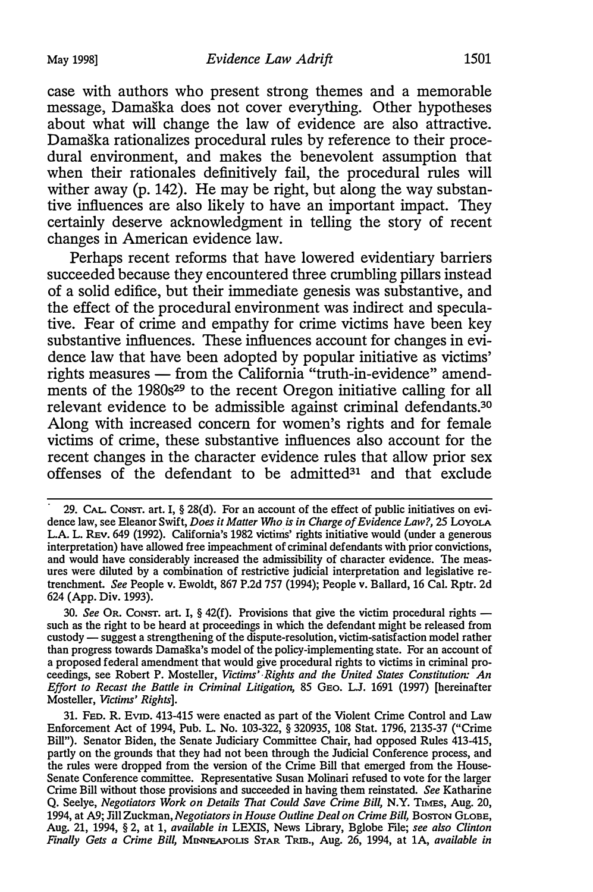case with authors who present strong themes and a memorable message, Damaška does not cover everything. Other hypotheses about what will change the law of evidence are also attractive. Damaška rationalizes procedural rules by reference to their procedural environment, and makes the benevolent assumption that when their rationales definitively fail, the procedural rules will wither away (p. 142). He may be right, but along the way substantive influences are also likely to have an important impact. They certainly deserve acknowledgment in telling the story of recent changes in American evidence law.

Perhaps recent reforms that have lowered evidentiary barriers succeeded because they encountered three crumbling pillars instead of a solid edifice, but their immediate genesis was substantive, and the effect of the procedural environment was indirect and speculative. Fear of crime and empathy for crime victims have been key substantive influences. These influences account for changes in evidence law that have been adopted by popular initiative as victims' rights measures — from the California "truth-in-evidence" amendments of the 1980s[29] to the recent Oregon initiative calling for all relevant evidence to be admissible against criminal defendants.[30] Along with increased concern for women's rights and for female victims of crime, these substantive influences also account for the recent changes in the character evidence rules that allow prior sex offenses of the defendant to be admitted[31] and that exclude

---

29. CAL. CONST. art. I, § 28(d). For an account of the effect of public initiatives on evidence law, see Eleanor Swift, *Does it Matter Who is in Charge of Evidence Law?*, 25 LOYOLA L.A. L. REV. 649 (1992). California's 1982 victims' rights initiative would (under a generous interpretation) have allowed free impeachment of criminal defendants with prior convictions, and would have considerably increased the admissibility of character evidence. The measures were diluted by a combination of restrictive judicial interpretation and legislative retrenchment. *See* People v. Ewoldt, 867 P.2d 757 (1994); People v. Ballard, 16 Cal. Rptr. 2d 624 (App. Div. 1993).

30. *See* OR. CONST. art. I, § 42(f). Provisions that give the victim procedural rights — such as the right to be heard at proceedings in which the defendant might be released from custody — suggest a strengthening of the dispute-resolution, victim-satisfaction model rather than progress towards Damaška's model of the policy-implementing state. For an account of a proposed federal amendment that would give procedural rights to victims in criminal proceedings, see Robert P. Mosteller, *Victims' Rights and the United States Constitution: An Effort to Recast the Battle in Criminal Litigation*, 85 GEO. L.J. 1691 (1997) [hereinafter Mosteller, *Victims' Rights*].

31. FED. R. EVID. 413-415 were enacted as part of the Violent Crime Control and Law Enforcement Act of 1994, Pub. L. No. 103-322, § 320935, 108 Stat. 1796, 2135-37 ("Crime Bill"). Senator Biden, the Senate Judiciary Committee Chair, had opposed Rules 413-415, partly on the grounds that they had not been through the Judicial Conference process, and the rules were dropped from the version of the Crime Bill that emerged from the House-Senate Conference committee. Representative Susan Molinari refused to vote for the larger Crime Bill without those provisions and succeeded in having them reinstated. *See* Katharine Q. Seelye, *Negotiators Work on Details That Could Save Crime Bill*, N.Y. TIMES, Aug. 20, 1994, at A9; Jill Zuckman, *Negotiators in House Outline Deal on Crime Bill*, BOSTON GLOBE, Aug. 21, 1994, § 2, at 1, *available in* LEXIS, News Library, Bglobe File; *see also Clinton Finally Gets a Crime Bill*, MINNEAPOLIS STAR TRIB., Aug. 26, 1994, at 1A, *available in*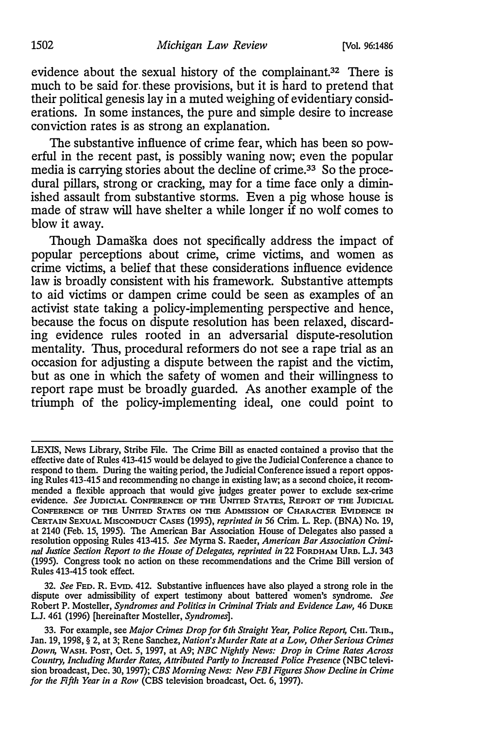evidence about the sexual history of the complainant.[32] There is much to be said for these provisions, but it is hard to pretend that their political genesis lay in a muted weighing of evidentiary considerations. In some instances, the pure and simple desire to increase conviction rates is as strong an explanation.

The substantive influence of crime fear, which has been so powerful in the recent past, is possibly waning now; even the popular media is carrying stories about the decline of crime.[33] So the procedural pillars, strong or cracking, may for a time face only a diminished assault from substantive storms. Even a pig whose house is made of straw will have shelter a while longer if no wolf comes to blow it away.

Though Damaška does not specifically address the impact of popular perceptions about crime, crime victims, and women as crime victims, a belief that these considerations influence evidence law is broadly consistent with his framework. Substantive attempts to aid victims or dampen crime could be seen as examples of an activist state taking a policy-implementing perspective and hence, because the focus on dispute resolution has been relaxed, discarding evidence rules rooted in an adversarial dispute-resolution mentality. Thus, procedural reformers do not see a rape trial as an occasion for adjusting a dispute between the rapist and the victim, but as one in which the safety of women and their willingness to report rape must be broadly guarded. As another example of the triumph of the policy-implementing ideal, one could point to

---

LEXIS, News Library, Stribe File. The Crime Bill as enacted contained a proviso that the effective date of Rules 413-415 would be delayed to give the Judicial Conference a chance to respond to them. During the waiting period, the Judicial Conference issued a report opposing Rules 413-415 and recommending no change in existing law; as a second choice, it recommended a flexible approach that would give judges greater power to exclude sex-crime evidence. *See* JUDICIAL CONFERENCE OF THE UNITED STATES, REPORT OF THE JUDICIAL CONFERENCE OF THE UNITED STATES ON THE ADMISSION OF CHARACTER EVIDENCE IN CERTAIN SEXUAL MISCONDUCT CASES (1995), *reprinted in* 56 Crim. L. Rep. (BNA) No. 19, at 2140 (Feb. 15, 1995). The American Bar Association House of Delegates also passed a resolution opposing Rules 413-415. *See* Myrna S. Raeder, *American Bar Association Criminal Justice Section Report to the House of Delegates, reprinted in* 22 FORDHAM URB. L.J. 343 (1995). Congress took no action on these recommendations and the Crime Bill version of Rules 413-415 took effect.

32. *See* FED. R. EVID. 412. Substantive influences have also played a strong role in the dispute over admissibility of expert testimony about battered women's syndrome. *See* Robert P. Mosteller, *Syndromes and Politics in Criminal Trials and Evidence Law*, 46 DUKE L.J. 461 (1996) [hereinafter Mosteller, *Syndromes*].

33. For example, see *Major Crimes Drop for 6th Straight Year, Police Report*, CHI. TRIB., Jan. 19, 1998, § 2, at 3; Rene Sanchez, *Nation's Murder Rate at a Low, Other Serious Crimes Down*, WASH. POST, Oct. 5, 1997, at A9; *NBC Nightly News: Drop in Crime Rates Across Country, Including Murder Rates, Attributed Partly to Increased Police Presence* (NBC television broadcast, Dec. 30, 1997); *CBS Morning News: New FBI Figures Show Decline in Crime for the Fifth Year in a Row* (CBS television broadcast, Oct. 6, 1997).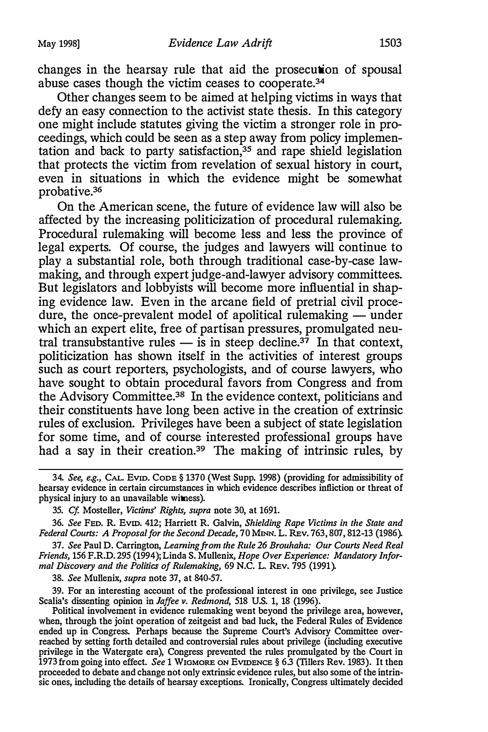changes in the hearsay rule that aid the prosecution of spousal abuse cases though the victim ceases to cooperate.[34]

Other changes seem to be aimed at helping victims in ways that defy an easy connection to the activist state thesis. In this category one might include statutes giving the victim a stronger role in proceedings, which could be seen as a step away from policy implementation and back to party satisfaction,[35] and rape shield legislation that protects the victim from revelation of sexual history in court, even in situations in which the evidence might be somewhat probative.[36]

On the American scene, the future of evidence law will also be affected by the increasing politicization of procedural rulemaking. Procedural rulemaking will become less and less the province of legal experts. Of course, the judges and lawyers will continue to play a substantial role, both through traditional case-by-case lawmaking, and through expert judge-and-lawyer advisory committees. But legislators and lobbyists will become more influential in shaping evidence law. Even in the arcane field of pretrial civil procedure, the once-prevalent model of apolitical rulemaking — under which an expert elite, free of partisan pressures, promulgated neutral transubstantive rules — is in steep decline.[37] In that context, politicization has shown itself in the activities of interest groups such as court reporters, psychologists, and of course lawyers, who have sought to obtain procedural favors from Congress and from the Advisory Committee.[38] In the evidence context, politicians and their constituents have long been active in the creation of extrinsic rules of exclusion. Privileges have been a subject of state legislation for some time, and of course interested professional groups have had a say in their creation.[39] The making of intrinsic rules, by

34. *See, e.g.,* CAL. EVID. CODE § 1370 (West Supp. 1998) (providing for admissibility of hearsay evidence in certain circumstances in which evidence describes infliction or threat of physical injury to an unavailable witness).

35. *Cf.* Mosteller, *Victims' Rights, supra* note 30, at 1691.

36. *See* FED. R. EVID. 412; Harriett R. Galvin, *Shielding Rape Victims in the State and Federal Courts: A Proposal for the Second Decade,* 70 MINN. L. REV. 763, 807, 812-13 (1986).

37. *See* Paul D. Carrington, *Learning from the Rule 26 Brouhaha: Our Courts Need Real Friends,* 156 F.R.D. 295 (1994); Linda S. Mullenix, *Hope Over Experience: Mandatory Informal Discovery and the Politics of Rulemaking,* 69 N.C. L. REV. 795 (1991).

38. *See* Mullenix, *supra* note 37, at 840-57.

39. For an interesting account of the professional interest in one privilege, see Justice Scalia's dissenting opinion in *Jaffee v. Redmond,* 518 U.S. 1, 18 (1996).

Political involvement in evidence rulemaking went beyond the privilege area, however, when, through the joint operation of zeitgeist and bad luck, the Federal Rules of Evidence ended up in Congress. Perhaps because the Supreme Court's Advisory Committee overreached by setting forth detailed and controversial rules about privilege (including executive privilege in the Watergate era), Congress prevented the rules promulgated by the Court in 1973 from going into effect. *See* 1 WIGMORE ON EVIDENCE § 6.3 (Tillers Rev. 1983). It then proceeded to debate and change not only extrinsic evidence rules, but also some of the intrinsic ones, including the details of hearsay exceptions. Ironically, Congress ultimately decided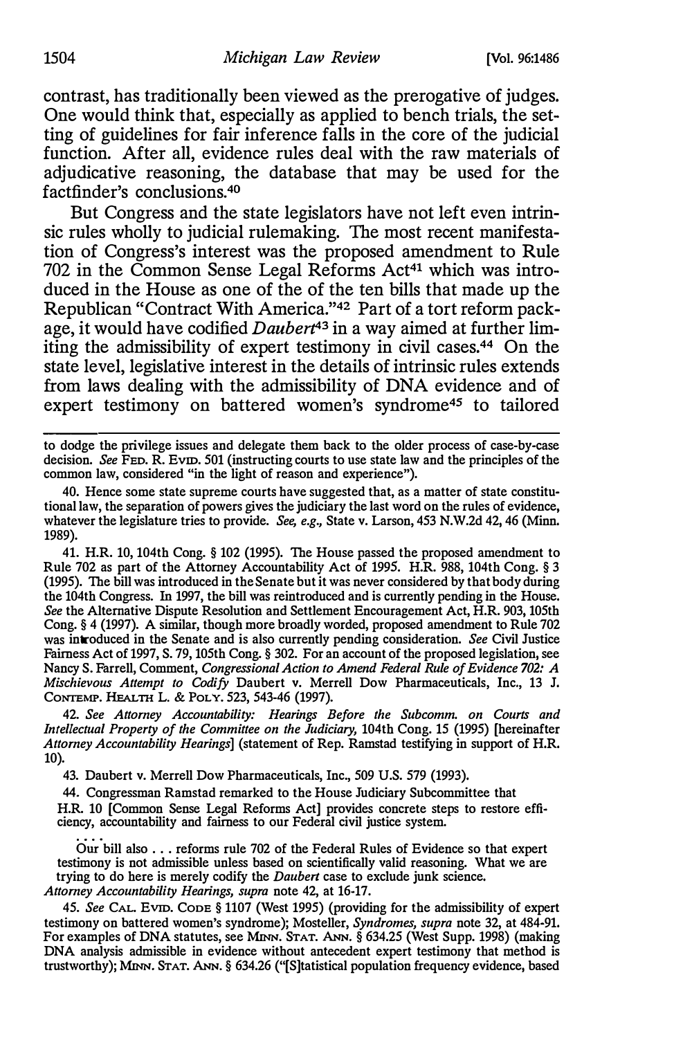contrast, has traditionally been viewed as the prerogative of judges. One would think that, especially as applied to bench trials, the setting of guidelines for fair inference falls in the core of the judicial function. After all, evidence rules deal with the raw materials of adjudicative reasoning, the database that may be used for the factfinder's conclusions.[40]

But Congress and the state legislators have not left even intrinsic rules wholly to judicial rulemaking. The most recent manifestation of Congress's interest was the proposed amendment to Rule 702 in the Common Sense Legal Reforms Act[41] which was introduced in the House as one of the of the ten bills that made up the Republican "Contract With America."[42] Part of a tort reform package, it would have codified *Daubert*[43] in a way aimed at further limiting the admissibility of expert testimony in civil cases.[44] On the state level, legislative interest in the details of intrinsic rules extends from laws dealing with the admissibility of DNA evidence and of expert testimony on battered women's syndrome[45] to tailored

---

to dodge the privilege issues and delegate them back to the older process of case-by-case decision. *See* FED. R. EVID. 501 (instructing courts to use state law and the principles of the common law, considered "in the light of reason and experience").

40. Hence some state supreme courts have suggested that, as a matter of state constitutional law, the separation of powers gives the judiciary the last word on the rules of evidence, whatever the legislature tries to provide. *See, e.g.,* State v. Larson, 453 N.W.2d 42, 46 (Minn. 1989).

41. H.R. 10, 104th Cong. § 102 (1995). The House passed the proposed amendment to Rule 702 as part of the Attorney Accountability Act of 1995. H.R. 988, 104th Cong. § 3 (1995). The bill was introduced in the Senate but it was never considered by that body during the 104th Congress. In 1997, the bill was reintroduced and is currently pending in the House. *See* the Alternative Dispute Resolution and Settlement Encouragement Act, H.R. 903, 105th Cong. § 4 (1997). A similar, though more broadly worded, proposed amendment to Rule 702 was introduced in the Senate and is also currently pending consideration. *See* Civil Justice Fairness Act of 1997, S. 79, 105th Cong. § 302. For an account of the proposed legislation, see Nancy S. Farrell, Comment, *Congressional Action to Amend Federal Rule of Evidence 702: A Mischievous Attempt to Codify* Daubert v. Merrell Dow Pharmaceuticals, Inc., 13 J. CONTEMP. HEALTH L. & POL'Y. 523, 543-46 (1997).

42. *See Attorney Accountability: Hearings Before the Subcomm. on Courts and Intellectual Property of the Committee on the Judiciary,* 104th Cong. 15 (1995) [hereinafter *Attorney Accountability Hearings*] (statement of Rep. Ramstad testifying in support of H.R. 10).

43. Daubert v. Merrell Dow Pharmaceuticals, Inc., 509 U.S. 579 (1993).

44. Congressman Ramstad remarked to the House Judiciary Subcommittee that

> H.R. 10 [Common Sense Legal Reforms Act] provides concrete steps to restore efficiency, accountability and fairness to our Federal civil justice system.
>
> ....
>
> Our bill also . . . reforms rule 702 of the Federal Rules of Evidence so that expert testimony is not admissible unless based on scientifically valid reasoning. What we are trying to do here is merely codify the *Daubert* case to exclude junk science.

*Attorney Accountability Hearings, supra* note 42, at 16-17.

45. *See* CAL. EVID. CODE § 1107 (West 1995) (providing for the admissibility of expert testimony on battered women's syndrome); Mosteller, *Syndromes, supra* note 32, at 484-91. For examples of DNA statutes, see MINN. STAT. ANN. § 634.25 (West Supp. 1998) (making DNA analysis admissible in evidence without antecedent expert testimony that method is trustworthy); MINN. STAT. ANN. § 634.26 ("[S]tatistical population frequency evidence, based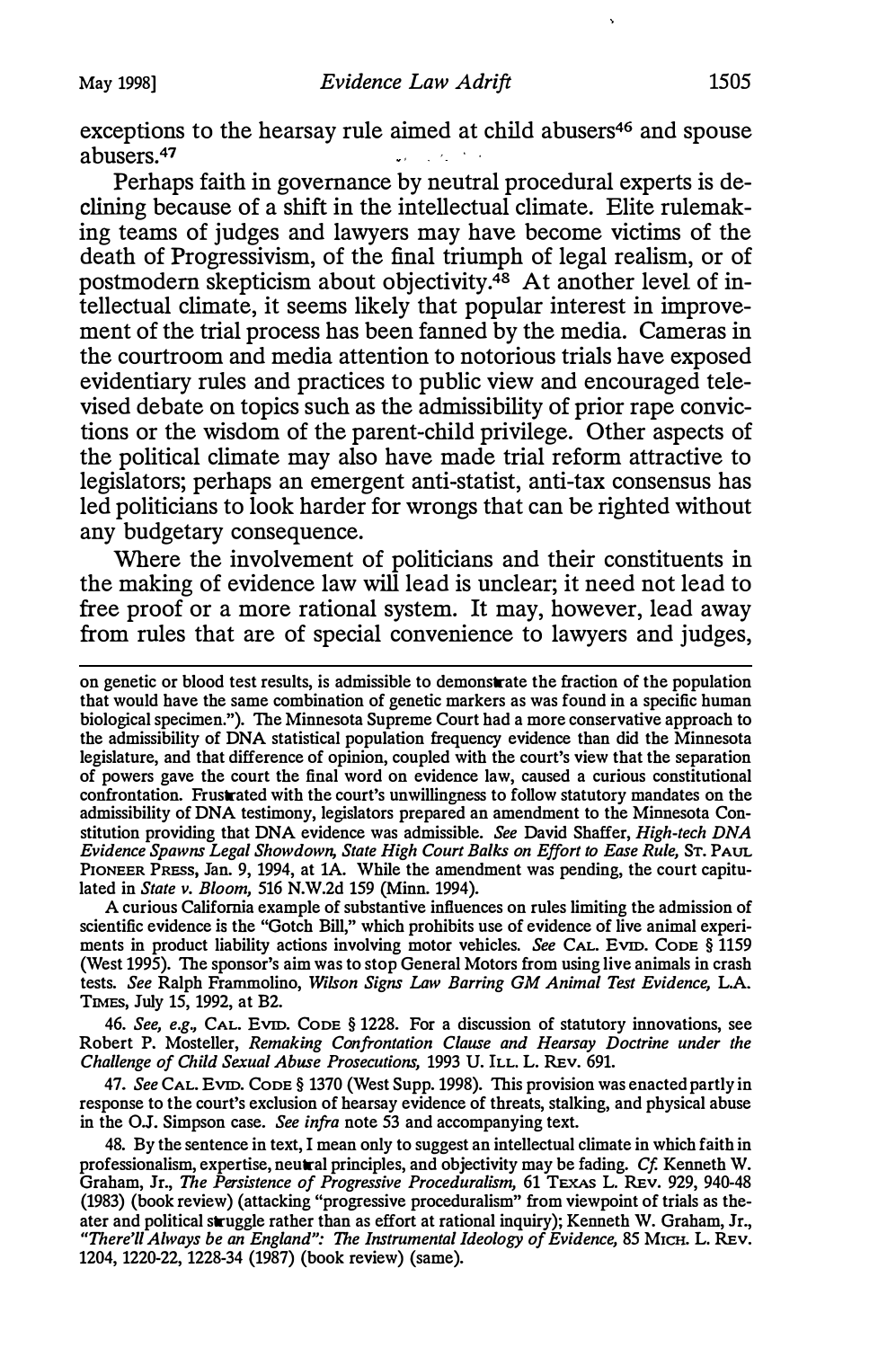exceptions to the hearsay rule aimed at child abusers[46] and spouse abusers.[47]

Perhaps faith in governance by neutral procedural experts is declining because of a shift in the intellectual climate. Elite rulemaking teams of judges and lawyers may have become victims of the death of Progressivism, of the final triumph of legal realism, or of postmodern skepticism about objectivity.[48] At another level of intellectual climate, it seems likely that popular interest in improvement of the trial process has been fanned by the media. Cameras in the courtroom and media attention to notorious trials have exposed evidentiary rules and practices to public view and encouraged televised debate on topics such as the admissibility of prior rape convictions or the wisdom of the parent-child privilege. Other aspects of the political climate may also have made trial reform attractive to legislators; perhaps an emergent anti-statist, anti-tax consensus has led politicians to look harder for wrongs that can be righted without any budgetary consequence.

Where the involvement of politicians and their constituents in the making of evidence law will lead is unclear; it need not lead to free proof or a more rational system. It may, however, lead away from rules that are of special convenience to lawyers and judges,

---

on genetic or blood test results, is admissible to demonstrate the fraction of the population that would have the same combination of genetic markers as was found in a specific human biological specimen."). The Minnesota Supreme Court had a more conservative approach to the admissibility of DNA statistical population frequency evidence than did the Minnesota legislature, and that difference of opinion, coupled with the court's view that the separation of powers gave the court the final word on evidence law, caused a curious constitutional confrontation. Frustrated with the court's unwillingness to follow statutory mandates on the admissibility of DNA testimony, legislators prepared an amendment to the Minnesota Constitution providing that DNA evidence was admissible. *See* David Shaffer, *High-tech DNA Evidence Spawns Legal Showdown, State High Court Balks on Effort to Ease Rule*, ST. PAUL PIONEER PRESS, Jan. 9, 1994, at 1A. While the amendment was pending, the court capitulated in *State v. Bloom*, 516 N.W.2d 159 (Minn. 1994).

A curious California example of substantive influences on rules limiting the admission of scientific evidence is the "Gotch Bill," which prohibits use of evidence of live animal experiments in product liability actions involving motor vehicles. *See* CAL. EVID. CODE § 1159 (West 1995). The sponsor's aim was to stop General Motors from using live animals in crash tests. *See* Ralph Frammolino, *Wilson Signs Law Barring GM Animal Test Evidence*, L.A. TIMES, July 15, 1992, at B2.

46. *See, e.g.*, CAL. EVID. CODE § 1228. For a discussion of statutory innovations, see Robert P. Mosteller, *Remaking Confrontation Clause and Hearsay Doctrine under the Challenge of Child Sexual Abuse Prosecutions*, 1993 U. ILL. L. REV. 691.

47. *See* CAL. EVID. CODE § 1370 (West Supp. 1998). This provision was enacted partly in response to the court's exclusion of hearsay evidence of threats, stalking, and physical abuse in the O.J. Simpson case. *See infra* note 53 and accompanying text.

48. By the sentence in text, I mean only to suggest an intellectual climate in which faith in professionalism, expertise, neutral principles, and objectivity may be fading. *Cf.* Kenneth W. Graham, Jr., *The Persistence of Progressive Proceduralism*, 61 TEXAS L. REV. 929, 940-48 (1983) (book review) (attacking "progressive proceduralism" from viewpoint of trials as theater and political struggle rather than as effort at rational inquiry); Kenneth W. Graham, Jr., *"There'll Always be an England": The Instrumental Ideology of Evidence*, 85 MICH. L. REV. 1204, 1220-22, 1228-34 (1987) (book review) (same).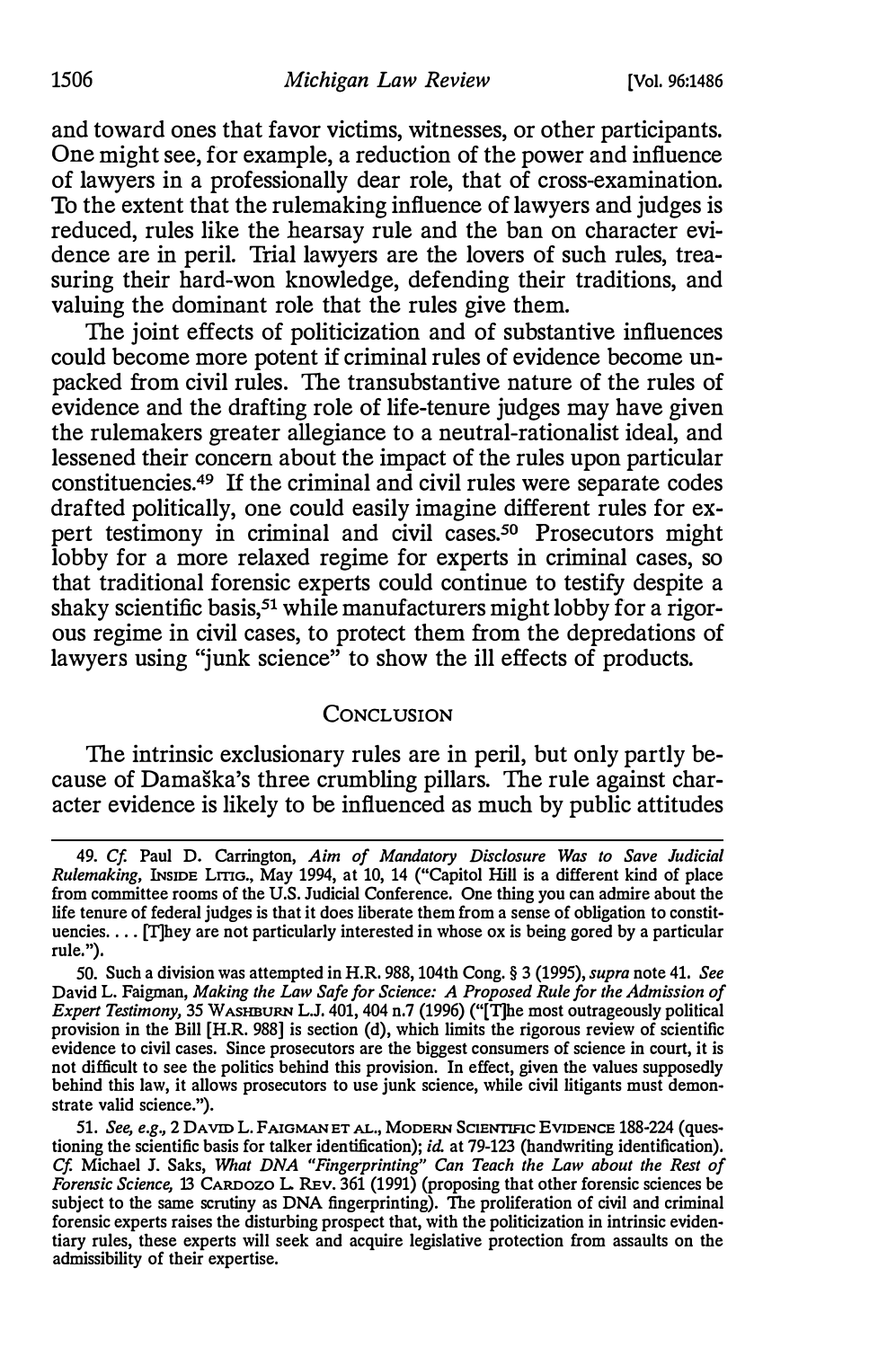and toward ones that favor victims, witnesses, or other participants. One might see, for example, a reduction of the power and influence of lawyers in a professionally dear role, that of cross-examination. To the extent that the rulemaking influence of lawyers and judges is reduced, rules like the hearsay rule and the ban on character evidence are in peril. Trial lawyers are the lovers of such rules, treasuring their hard-won knowledge, defending their traditions, and valuing the dominant role that the rules give them.

The joint effects of politicization and of substantive influences could become more potent if criminal rules of evidence become unpacked from civil rules. The transubstantive nature of the rules of evidence and the drafting role of life-tenure judges may have given the rulemakers greater allegiance to a neutral-rationalist ideal, and lessened their concern about the impact of the rules upon particular constituencies.[49] If the criminal and civil rules were separate codes drafted politically, one could easily imagine different rules for expert testimony in criminal and civil cases.[50] Prosecutors might lobby for a more relaxed regime for experts in criminal cases, so that traditional forensic experts could continue to testify despite a shaky scientific basis,[51] while manufacturers might lobby for a rigorous regime in civil cases, to protect them from the depredations of lawyers using "junk science" to show the ill effects of products.

## CONCLUSION

The intrinsic exclusionary rules are in peril, but only partly because of Damaška's three crumbling pillars. The rule against character evidence is likely to be influenced as much by public attitudes

---

49. *Cf.* Paul D. Carrington, *Aim of Mandatory Disclosure Was to Save Judicial Rulemaking*, INSIDE LITIG., May 1994, at 10, 14 ("Capitol Hill is a different kind of place from committee rooms of the U.S. Judicial Conference. One thing you can admire about the life tenure of federal judges is that it does liberate them from a sense of obligation to constituencies. . . . [T]hey are not particularly interested in whose ox is being gored by a particular rule.").

50. Such a division was attempted in H.R. 988, 104th Cong. § 3 (1995), *supra* note 41. *See* David L. Faigman, *Making the Law Safe for Science: A Proposed Rule for the Admission of Expert Testimony*, 35 WASHBURN L.J. 401, 404 n.7 (1996) ("[T]he most outrageously political provision in the Bill [H.R. 988] is section (d), which limits the rigorous review of scientific evidence to civil cases. Since prosecutors are the biggest consumers of science in court, it is not difficult to see the politics behind this provision. In effect, given the values supposedly behind this law, it allows prosecutors to use junk science, while civil litigants must demonstrate valid science.").

51. *See, e.g.*, 2 DAVID L. FAIGMAN ET AL., MODERN SCIENTIFIC EVIDENCE 188-224 (questioning the scientific basis for talker identification); *id.* at 79-123 (handwriting identification). *Cf.* Michael J. Saks, *What DNA "Fingerprinting" Can Teach the Law about the Rest of Forensic Science*, 13 CARDOZO L. REV. 361 (1991) (proposing that other forensic sciences be subject to the same scrutiny as DNA fingerprinting). The proliferation of civil and criminal forensic experts raises the disturbing prospect that, with the politicization in intrinsic evidentiary rules, these experts will seek and acquire legislative protection from assaults on the admissibility of their expertise.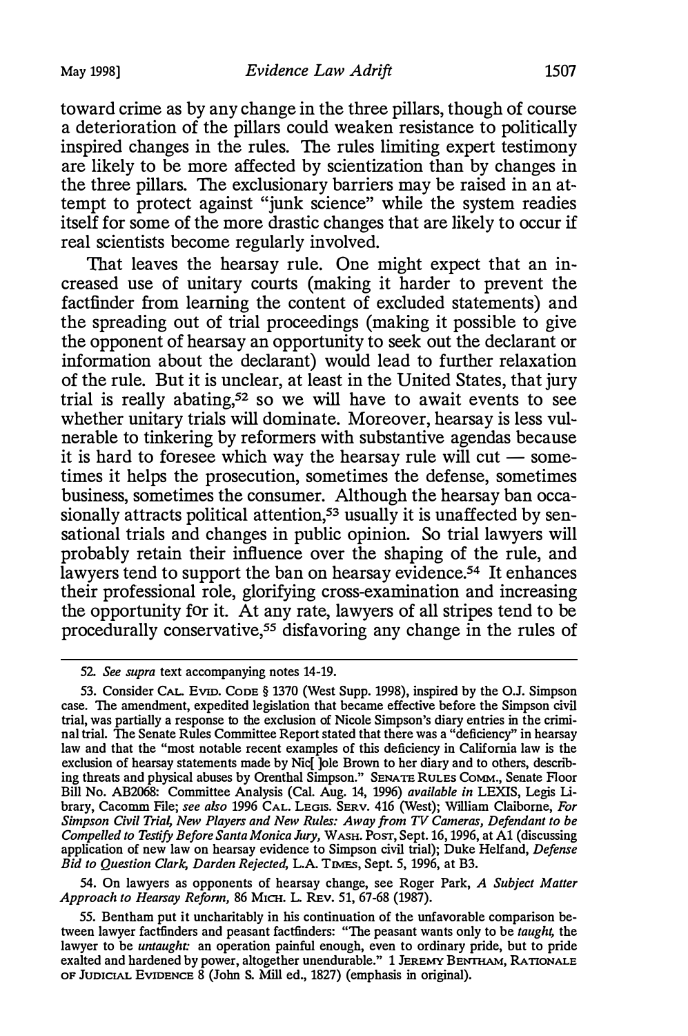toward crime as by any change in the three pillars, though of course a deterioration of the pillars could weaken resistance to politically inspired changes in the rules. The rules limiting expert testimony are likely to be more affected by scientization than by changes in the three pillars. The exclusionary barriers may be raised in an attempt to protect against "junk science" while the system readies itself for some of the more drastic changes that are likely to occur if real scientists become regularly involved.

That leaves the hearsay rule. One might expect that an increased use of unitary courts (making it harder to prevent the factfinder from learning the content of excluded statements) and the spreading out of trial proceedings (making it possible to give the opponent of hearsay an opportunity to seek out the declarant or information about the declarant) would lead to further relaxation of the rule. But it is unclear, at least in the United States, that jury trial is really abating,[52] so we will have to await events to see whether unitary trials will dominate. Moreover, hearsay is less vulnerable to tinkering by reformers with substantive agendas because it is hard to foresee which way the hearsay rule will cut — sometimes it helps the prosecution, sometimes the defense, sometimes business, sometimes the consumer. Although the hearsay ban occasionally attracts political attention,[53] usually it is unaffected by sensational trials and changes in public opinion. So trial lawyers will probably retain their influence over the shaping of the rule, and lawyers tend to support the ban on hearsay evidence.[54] It enhances their professional role, glorifying cross-examination and increasing the opportunity for it. At any rate, lawyers of all stripes tend to be procedurally conservative,[55] disfavoring any change in the rules of

---

52. *See supra* text accompanying notes 14-19.

53. Consider CAL. EVID. CODE § 1370 (West Supp. 1998), inspired by the O.J. Simpson case. The amendment, expedited legislation that became effective before the Simpson civil trial, was partially a response to the exclusion of Nicole Simpson's diary entries in the criminal trial. The Senate Rules Committee Report stated that there was a "deficiency" in hearsay law and that the "most notable recent examples of this deficiency in California law is the exclusion of hearsay statements made by Nic[ ]ole Brown to her diary and to others, describing threats and physical abuses by Orenthal Simpson." SENATE RULES COMM., Senate Floor Bill No. AB2068: Committee Analysis (Cal. Aug. 14, 1996) *available in* LEXIS, Legis Library, Cacomm File; *see also* 1996 CAL. LEGIS. SERV. 416 (West); William Claiborne, *For Simpson Civil Trial, New Players and New Rules: Away from TV Cameras, Defendant to be Compelled to Testify Before Santa Monica Jury,* WASH. POST, Sept. 16, 1996, at A1 (discussing application of new law on hearsay evidence to Simpson civil trial); Duke Helfand, *Defense Bid to Question Clark, Darden Rejected,* L.A. TIMES, Sept. 5, 1996, at B3.

54. On lawyers as opponents of hearsay change, see Roger Park, *A Subject Matter Approach to Hearsay Reform,* 86 MICH. L. REV. 51, 67-68 (1987).

55. Bentham put it uncharitably in his continuation of the unfavorable comparison between lawyer factfinders and peasant factfinders: "The peasant wants only to be *taught,* the lawyer to be *untaught:* an operation painful enough, even to ordinary pride, but to pride exalted and hardened by power, altogether unendurable." 1 JEREMY BENTHAM, RATIONALE OF JUDICIAL EVIDENCE 8 (John S. Mill ed., 1827) (emphasis in original).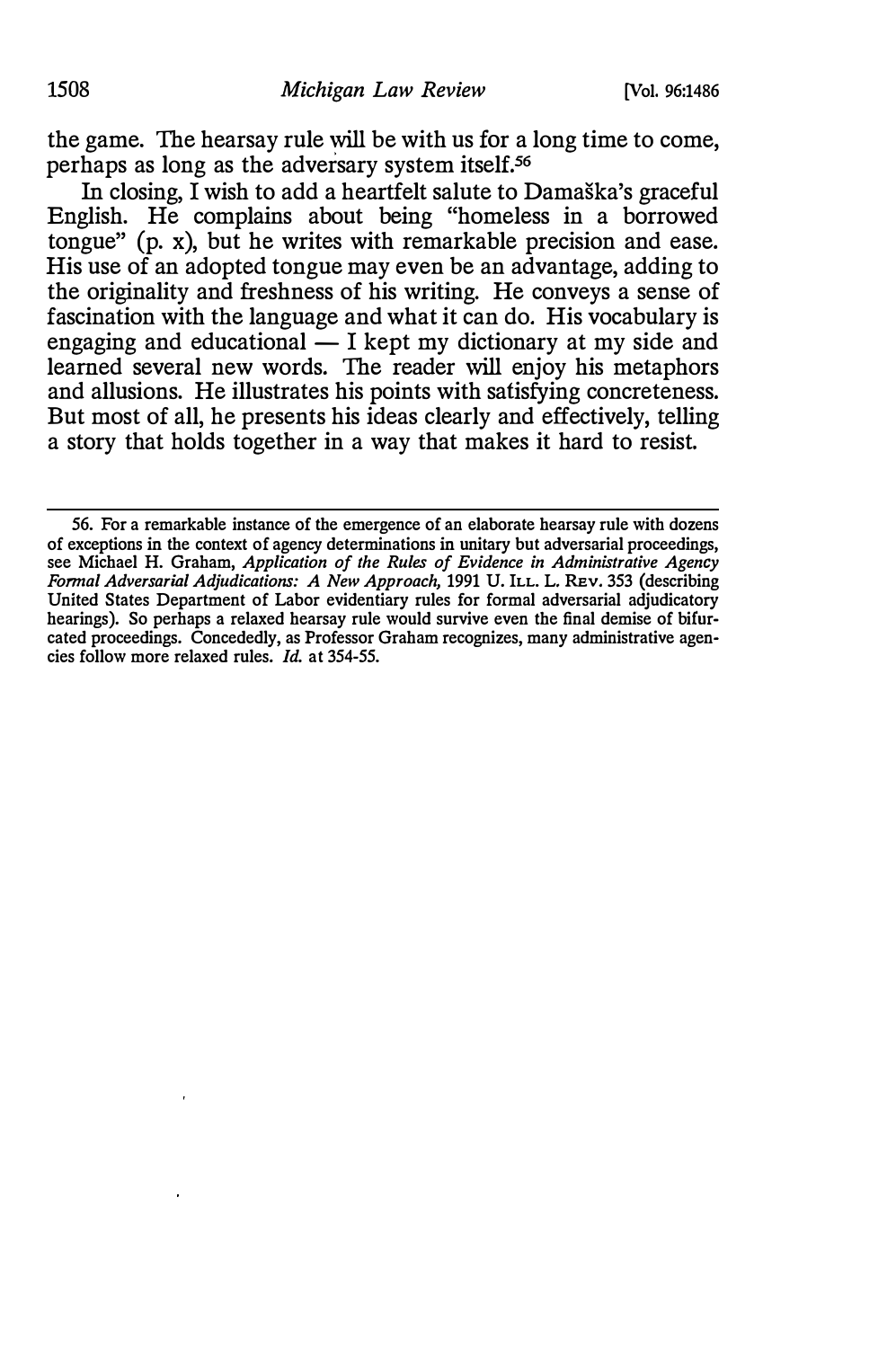the game. The hearsay rule will be with us for a long time to come, perhaps as long as the adversary system itself.[56]

In closing, I wish to add a heartfelt salute to Damaška's graceful English. He complains about being "homeless in a borrowed tongue" (p. x), but he writes with remarkable precision and ease. His use of an adopted tongue may even be an advantage, adding to the originality and freshness of his writing. He conveys a sense of fascination with the language and what it can do. His vocabulary is engaging and educational — I kept my dictionary at my side and learned several new words. The reader will enjoy his metaphors and allusions. He illustrates his points with satisfying concreteness. But most of all, he presents his ideas clearly and effectively, telling a story that holds together in a way that makes it hard to resist.

---

56. For a remarkable instance of the emergence of an elaborate hearsay rule with dozens of exceptions in the context of agency determinations in unitary but adversarial proceedings, see Michael H. Graham, *Application of the Rules of Evidence in Administrative Agency Formal Adversarial Adjudications: A New Approach,* 1991 U. ILL. L. REV. 353 (describing United States Department of Labor evidentiary rules for formal adversarial adjudicatory hearings). So perhaps a relaxed hearsay rule would survive even the final demise of bifurcated proceedings. Concededly, as Professor Graham recognizes, many administrative agencies follow more relaxed rules. *Id.* at 354-55.